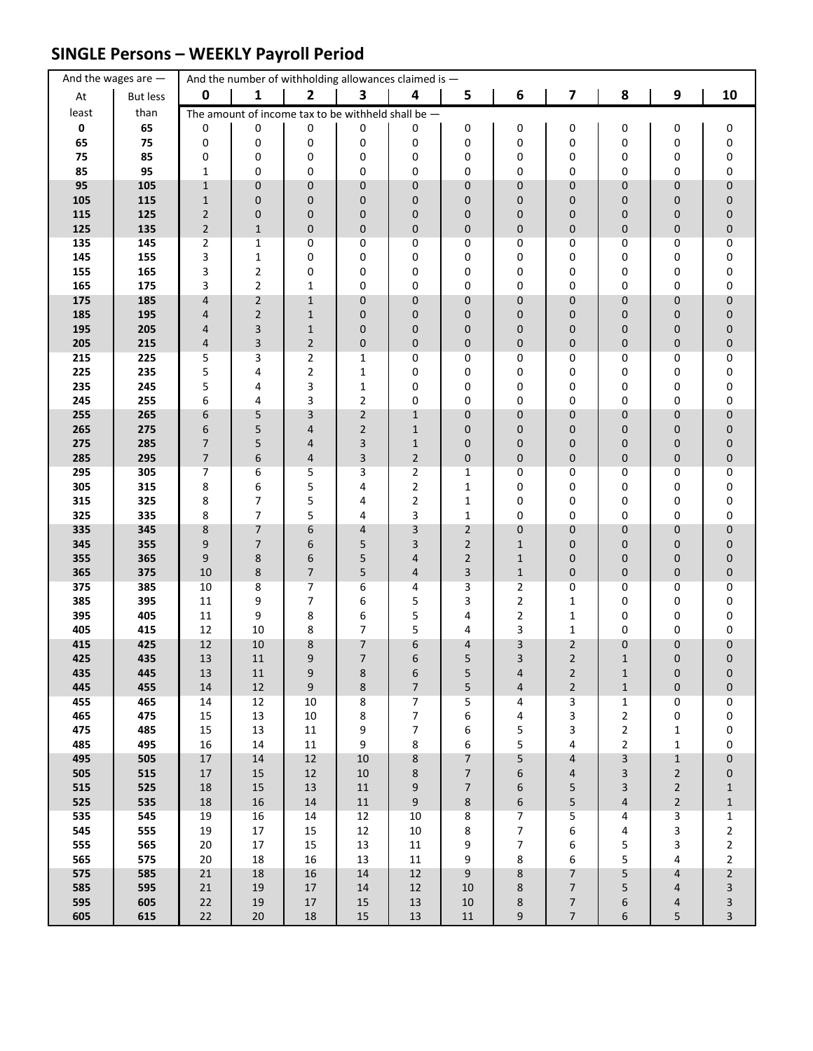## SINGLE Persons – WEEKLY Payroll Period

| And the wages are — | | And the number of withholding allowances claimed is — | | | | | | | | | | |
|---|---|---|---|---|---|---|---|---|---|---|---|---|
| At least | But less than | 0 | 1 | 2 | 3 | 4 | 5 | 6 | 7 | 8 | 9 | 10 |
| | | The amount of income tax to be withheld shall be — | | | | | | | | | | |
| 0 | 65 | 0 | 0 | 0 | 0 | 0 | 0 | 0 | 0 | 0 | 0 | 0 |
| 65 | 75 | 0 | 0 | 0 | 0 | 0 | 0 | 0 | 0 | 0 | 0 | 0 |
| 75 | 85 | 0 | 0 | 0 | 0 | 0 | 0 | 0 | 0 | 0 | 0 | 0 |
| 85 | 95 | 1 | 0 | 0 | 0 | 0 | 0 | 0 | 0 | 0 | 0 | 0 |
| 95 | 105 | 1 | 0 | 0 | 0 | 0 | 0 | 0 | 0 | 0 | 0 | 0 |
| 105 | 115 | 1 | 0 | 0 | 0 | 0 | 0 | 0 | 0 | 0 | 0 | 0 |
| 115 | 125 | 2 | 0 | 0 | 0 | 0 | 0 | 0 | 0 | 0 | 0 | 0 |
| 125 | 135 | 2 | 1 | 0 | 0 | 0 | 0 | 0 | 0 | 0 | 0 | 0 |
| 135 | 145 | 2 | 1 | 0 | 0 | 0 | 0 | 0 | 0 | 0 | 0 | 0 |
| 145 | 155 | 3 | 1 | 0 | 0 | 0 | 0 | 0 | 0 | 0 | 0 | 0 |
| 155 | 165 | 3 | 2 | 0 | 0 | 0 | 0 | 0 | 0 | 0 | 0 | 0 |
| 165 | 175 | 3 | 2 | 1 | 0 | 0 | 0 | 0 | 0 | 0 | 0 | 0 |
| 175 | 185 | 4 | 2 | 1 | 0 | 0 | 0 | 0 | 0 | 0 | 0 | 0 |
| 185 | 195 | 4 | 2 | 1 | 0 | 0 | 0 | 0 | 0 | 0 | 0 | 0 |
| 195 | 205 | 4 | 3 | 1 | 0 | 0 | 0 | 0 | 0 | 0 | 0 | 0 |
| 205 | 215 | 4 | 3 | 2 | 0 | 0 | 0 | 0 | 0 | 0 | 0 | 0 |
| 215 | 225 | 5 | 3 | 2 | 1 | 0 | 0 | 0 | 0 | 0 | 0 | 0 |
| 225 | 235 | 5 | 4 | 2 | 1 | 0 | 0 | 0 | 0 | 0 | 0 | 0 |
| 235 | 245 | 5 | 4 | 3 | 1 | 0 | 0 | 0 | 0 | 0 | 0 | 0 |
| 245 | 255 | 6 | 4 | 3 | 2 | 0 | 0 | 0 | 0 | 0 | 0 | 0 |
| 255 | 265 | 6 | 5 | 3 | 2 | 1 | 0 | 0 | 0 | 0 | 0 | 0 |
| 265 | 275 | 6 | 5 | 4 | 2 | 1 | 0 | 0 | 0 | 0 | 0 | 0 |
| 275 | 285 | 7 | 5 | 4 | 3 | 1 | 0 | 0 | 0 | 0 | 0 | 0 |
| 285 | 295 | 7 | 6 | 4 | 3 | 2 | 0 | 0 | 0 | 0 | 0 | 0 |
| 295 | 305 | 7 | 6 | 5 | 3 | 2 | 1 | 0 | 0 | 0 | 0 | 0 |
| 305 | 315 | 8 | 6 | 5 | 4 | 2 | 1 | 0 | 0 | 0 | 0 | 0 |
| 315 | 325 | 8 | 7 | 5 | 4 | 2 | 1 | 0 | 0 | 0 | 0 | 0 |
| 325 | 335 | 8 | 7 | 5 | 4 | 3 | 1 | 0 | 0 | 0 | 0 | 0 |
| 335 | 345 | 8 | 7 | 6 | 4 | 3 | 2 | 0 | 0 | 0 | 0 | 0 |
| 345 | 355 | 9 | 7 | 6 | 5 | 3 | 2 | 1 | 0 | 0 | 0 | 0 |
| 355 | 365 | 9 | 8 | 6 | 5 | 4 | 2 | 1 | 0 | 0 | 0 | 0 |
| 365 | 375 | 10 | 8 | 7 | 5 | 4 | 3 | 1 | 0 | 0 | 0 | 0 |
| 375 | 385 | 10 | 8 | 7 | 6 | 4 | 3 | 2 | 0 | 0 | 0 | 0 |
| 385 | 395 | 11 | 9 | 7 | 6 | 5 | 3 | 2 | 1 | 0 | 0 | 0 |
| 395 | 405 | 11 | 9 | 8 | 6 | 5 | 4 | 2 | 1 | 0 | 0 | 0 |
| 405 | 415 | 12 | 10 | 8 | 7 | 5 | 4 | 3 | 1 | 0 | 0 | 0 |
| 415 | 425 | 12 | 10 | 8 | 7 | 6 | 4 | 3 | 2 | 0 | 0 | 0 |
| 425 | 435 | 13 | 11 | 9 | 7 | 6 | 5 | 3 | 2 | 1 | 0 | 0 |
| 435 | 445 | 13 | 11 | 9 | 8 | 6 | 5 | 4 | 2 | 1 | 0 | 0 |
| 445 | 455 | 14 | 12 | 9 | 8 | 7 | 5 | 4 | 2 | 1 | 0 | 0 |
| 455 | 465 | 14 | 12 | 10 | 8 | 7 | 5 | 4 | 3 | 1 | 0 | 0 |
| 465 | 475 | 15 | 13 | 10 | 8 | 7 | 6 | 4 | 3 | 2 | 0 | 0 |
| 475 | 485 | 15 | 13 | 11 | 9 | 7 | 6 | 5 | 3 | 2 | 1 | 0 |
| 485 | 495 | 16 | 14 | 11 | 9 | 8 | 6 | 5 | 4 | 2 | 1 | 0 |
| 495 | 505 | 17 | 14 | 12 | 10 | 8 | 7 | 5 | 4 | 3 | 1 | 0 |
| 505 | 515 | 17 | 15 | 12 | 10 | 8 | 7 | 6 | 4 | 3 | 2 | 0 |
| 515 | 525 | 18 | 15 | 13 | 11 | 9 | 7 | 6 | 5 | 3 | 2 | 1 |
| 525 | 535 | 18 | 16 | 14 | 11 | 9 | 8 | 6 | 5 | 4 | 2 | 1 |
| 535 | 545 | 19 | 16 | 14 | 12 | 10 | 8 | 7 | 5 | 4 | 3 | 1 |
| 545 | 555 | 19 | 17 | 15 | 12 | 10 | 8 | 7 | 6 | 4 | 3 | 2 |
| 555 | 565 | 20 | 17 | 15 | 13 | 11 | 9 | 7 | 6 | 5 | 3 | 2 |
| 565 | 575 | 20 | 18 | 16 | 13 | 11 | 9 | 8 | 6 | 5 | 4 | 2 |
| 575 | 585 | 21 | 18 | 16 | 14 | 12 | 9 | 8 | 7 | 5 | 4 | 2 |
| 585 | 595 | 21 | 19 | 17 | 14 | 12 | 10 | 8 | 7 | 5 | 4 | 3 |
| 595 | 605 | 22 | 19 | 17 | 15 | 13 | 10 | 8 | 7 | 6 | 4 | 3 |
| 605 | 615 | 22 | 20 | 18 | 15 | 13 | 11 | 9 | 7 | 6 | 5 | 3 |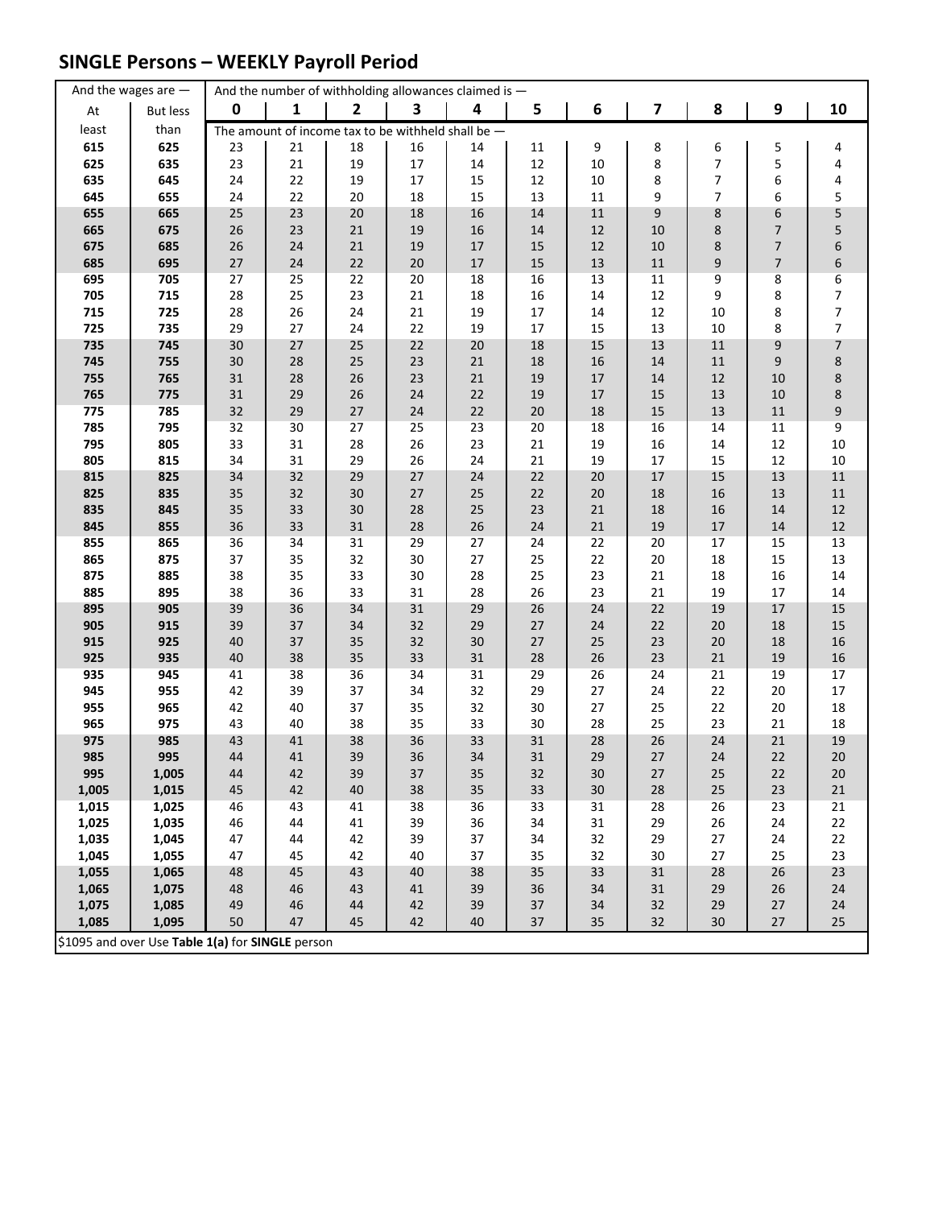## SINGLE Persons – WEEKLY Payroll Period

| And the wages are — | | And the number of withholding allowances claimed is — | | | | | | | | | | |
|---|---|---|---|---|---|---|---|---|---|---|---|---|
| At least | But less than | 0 | 1 | 2 | 3 | 4 | 5 | 6 | 7 | 8 | 9 | 10 |
| | | The amount of income tax to be withheld shall be — | | | | | | | | | | |
| 615 | 625 | 23 | 21 | 18 | 16 | 14 | 11 | 9 | 8 | 6 | 5 | 4 |
| 625 | 635 | 23 | 21 | 19 | 17 | 14 | 12 | 10 | 8 | 7 | 5 | 4 |
| 635 | 645 | 24 | 22 | 19 | 17 | 15 | 12 | 10 | 8 | 7 | 6 | 4 |
| 645 | 655 | 24 | 22 | 20 | 18 | 15 | 13 | 11 | 9 | 7 | 6 | 5 |
| 655 | 665 | 25 | 23 | 20 | 18 | 16 | 14 | 11 | 9 | 8 | 6 | 5 |
| 665 | 675 | 26 | 23 | 21 | 19 | 16 | 14 | 12 | 10 | 8 | 7 | 5 |
| 675 | 685 | 26 | 24 | 21 | 19 | 17 | 15 | 12 | 10 | 8 | 7 | 6 |
| 685 | 695 | 27 | 24 | 22 | 20 | 17 | 15 | 13 | 11 | 9 | 7 | 6 |
| 695 | 705 | 27 | 25 | 22 | 20 | 18 | 16 | 13 | 11 | 9 | 8 | 6 |
| 705 | 715 | 28 | 25 | 23 | 21 | 18 | 16 | 14 | 12 | 9 | 8 | 7 |
| 715 | 725 | 28 | 26 | 24 | 21 | 19 | 17 | 14 | 12 | 10 | 8 | 7 |
| 725 | 735 | 29 | 27 | 24 | 22 | 19 | 17 | 15 | 13 | 10 | 8 | 7 |
| 735 | 745 | 30 | 27 | 25 | 22 | 20 | 18 | 15 | 13 | 11 | 9 | 7 |
| 745 | 755 | 30 | 28 | 25 | 23 | 21 | 18 | 16 | 14 | 11 | 9 | 8 |
| 755 | 765 | 31 | 28 | 26 | 23 | 21 | 19 | 17 | 14 | 12 | 10 | 8 |
| 765 | 775 | 31 | 29 | 26 | 24 | 22 | 19 | 17 | 15 | 13 | 10 | 8 |
| 775 | 785 | 32 | 29 | 27 | 24 | 22 | 20 | 18 | 15 | 13 | 11 | 9 |
| 785 | 795 | 32 | 30 | 27 | 25 | 23 | 20 | 18 | 16 | 14 | 11 | 9 |
| 795 | 805 | 33 | 31 | 28 | 26 | 23 | 21 | 19 | 16 | 14 | 12 | 10 |
| 805 | 815 | 34 | 31 | 29 | 26 | 24 | 21 | 19 | 17 | 15 | 12 | 10 |
| 815 | 825 | 34 | 32 | 29 | 27 | 24 | 22 | 20 | 17 | 15 | 13 | 11 |
| 825 | 835 | 35 | 32 | 30 | 27 | 25 | 22 | 20 | 18 | 16 | 13 | 11 |
| 835 | 845 | 35 | 33 | 30 | 28 | 25 | 23 | 21 | 18 | 16 | 14 | 12 |
| 845 | 855 | 36 | 33 | 31 | 28 | 26 | 24 | 21 | 19 | 17 | 14 | 12 |
| 855 | 865 | 36 | 34 | 31 | 29 | 27 | 24 | 22 | 20 | 17 | 15 | 13 |
| 865 | 875 | 37 | 35 | 32 | 30 | 27 | 25 | 22 | 20 | 18 | 15 | 13 |
| 875 | 885 | 38 | 35 | 33 | 30 | 28 | 25 | 23 | 21 | 18 | 16 | 14 |
| 885 | 895 | 38 | 36 | 33 | 31 | 28 | 26 | 23 | 21 | 19 | 17 | 14 |
| 895 | 905 | 39 | 36 | 34 | 31 | 29 | 26 | 24 | 22 | 19 | 17 | 15 |
| 905 | 915 | 39 | 37 | 34 | 32 | 29 | 27 | 24 | 22 | 20 | 18 | 15 |
| 915 | 925 | 40 | 37 | 35 | 32 | 30 | 27 | 25 | 23 | 20 | 18 | 16 |
| 925 | 935 | 40 | 38 | 35 | 33 | 31 | 28 | 26 | 23 | 21 | 19 | 16 |
| 935 | 945 | 41 | 38 | 36 | 34 | 31 | 29 | 26 | 24 | 21 | 19 | 17 |
| 945 | 955 | 42 | 39 | 37 | 34 | 32 | 29 | 27 | 24 | 22 | 20 | 17 |
| 955 | 965 | 42 | 40 | 37 | 35 | 32 | 30 | 27 | 25 | 22 | 20 | 18 |
| 965 | 975 | 43 | 40 | 38 | 35 | 33 | 30 | 28 | 25 | 23 | 21 | 18 |
| 975 | 985 | 43 | 41 | 38 | 36 | 33 | 31 | 28 | 26 | 24 | 21 | 19 |
| 985 | 995 | 44 | 41 | 39 | 36 | 34 | 31 | 29 | 27 | 24 | 22 | 20 |
| 995 | 1,005 | 44 | 42 | 39 | 37 | 35 | 32 | 30 | 27 | 25 | 22 | 20 |
| 1,005 | 1,015 | 45 | 42 | 40 | 38 | 35 | 33 | 30 | 28 | 25 | 23 | 21 |
| 1,015 | 1,025 | 46 | 43 | 41 | 38 | 36 | 33 | 31 | 28 | 26 | 23 | 21 |
| 1,025 | 1,035 | 46 | 44 | 41 | 39 | 36 | 34 | 31 | 29 | 26 | 24 | 22 |
| 1,035 | 1,045 | 47 | 44 | 42 | 39 | 37 | 34 | 32 | 29 | 27 | 24 | 22 |
| 1,045 | 1,055 | 47 | 45 | 42 | 40 | 37 | 35 | 32 | 30 | 27 | 25 | 23 |
| 1,055 | 1,065 | 48 | 45 | 43 | 40 | 38 | 35 | 33 | 31 | 28 | 26 | 23 |
| 1,065 | 1,075 | 48 | 46 | 43 | 41 | 39 | 36 | 34 | 31 | 29 | 26 | 24 |
| 1,075 | 1,085 | 49 | 46 | 44 | 42 | 39 | 37 | 34 | 32 | 29 | 27 | 24 |
| 1,085 | 1,095 | 50 | 47 | 45 | 42 | 40 | 37 | 35 | 32 | 30 | 27 | 25 |

$1095 and over Use **Table 1(a)** for **SINGLE** person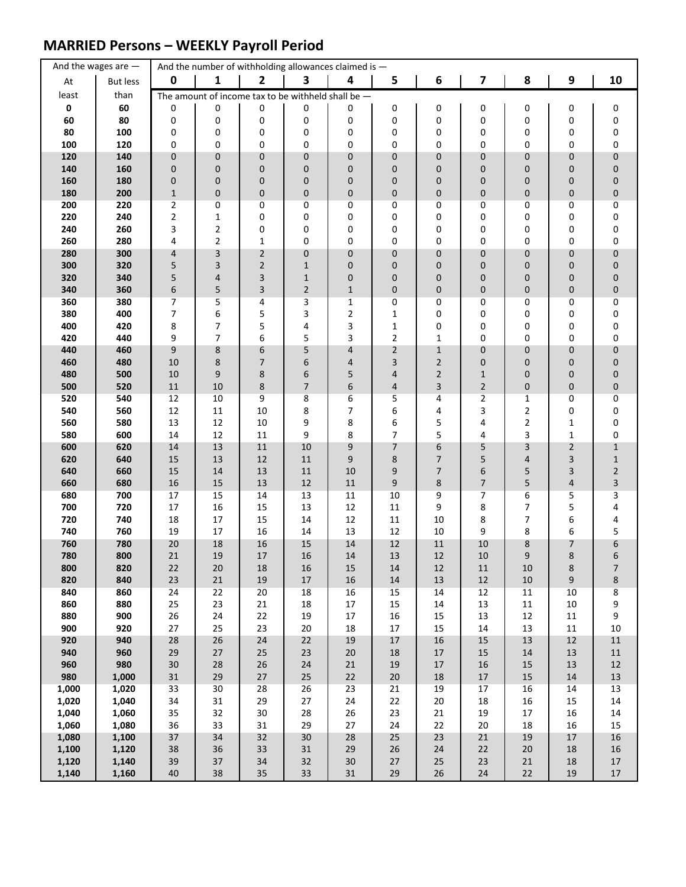## MARRIED Persons – WEEKLY Payroll Period

| And the wages are — | | And the number of withholding allowances claimed is — | | | | | | | | | | |
|---|---|---|---|---|---|---|---|---|---|---|---|---|
| At least | But less than | 0 | 1 | 2 | 3 | 4 | 5 | 6 | 7 | 8 | 9 | 10 |
| | | The amount of income tax to be withheld shall be — | | | | | | | | | | |
| 0 | 60 | 0 | 0 | 0 | 0 | 0 | 0 | 0 | 0 | 0 | 0 | 0 |
| 60 | 80 | 0 | 0 | 0 | 0 | 0 | 0 | 0 | 0 | 0 | 0 | 0 |
| 80 | 100 | 0 | 0 | 0 | 0 | 0 | 0 | 0 | 0 | 0 | 0 | 0 |
| 100 | 120 | 0 | 0 | 0 | 0 | 0 | 0 | 0 | 0 | 0 | 0 | 0 |
| 120 | 140 | 0 | 0 | 0 | 0 | 0 | 0 | 0 | 0 | 0 | 0 | 0 |
| 140 | 160 | 0 | 0 | 0 | 0 | 0 | 0 | 0 | 0 | 0 | 0 | 0 |
| 160 | 180 | 0 | 0 | 0 | 0 | 0 | 0 | 0 | 0 | 0 | 0 | 0 |
| 180 | 200 | 1 | 0 | 0 | 0 | 0 | 0 | 0 | 0 | 0 | 0 | 0 |
| 200 | 220 | 2 | 0 | 0 | 0 | 0 | 0 | 0 | 0 | 0 | 0 | 0 |
| 220 | 240 | 2 | 1 | 0 | 0 | 0 | 0 | 0 | 0 | 0 | 0 | 0 |
| 240 | 260 | 3 | 2 | 0 | 0 | 0 | 0 | 0 | 0 | 0 | 0 | 0 |
| 260 | 280 | 4 | 2 | 1 | 0 | 0 | 0 | 0 | 0 | 0 | 0 | 0 |
| 280 | 300 | 4 | 3 | 2 | 0 | 0 | 0 | 0 | 0 | 0 | 0 | 0 |
| 300 | 320 | 5 | 3 | 2 | 1 | 0 | 0 | 0 | 0 | 0 | 0 | 0 |
| 320 | 340 | 5 | 4 | 3 | 1 | 0 | 0 | 0 | 0 | 0 | 0 | 0 |
| 340 | 360 | 6 | 5 | 3 | 2 | 1 | 0 | 0 | 0 | 0 | 0 | 0 |
| 360 | 380 | 7 | 5 | 4 | 3 | 1 | 0 | 0 | 0 | 0 | 0 | 0 |
| 380 | 400 | 7 | 6 | 5 | 3 | 2 | 1 | 0 | 0 | 0 | 0 | 0 |
| 400 | 420 | 8 | 7 | 5 | 4 | 3 | 1 | 0 | 0 | 0 | 0 | 0 |
| 420 | 440 | 9 | 7 | 6 | 5 | 3 | 2 | 1 | 0 | 0 | 0 | 0 |
| 440 | 460 | 9 | 8 | 6 | 5 | 4 | 2 | 1 | 0 | 0 | 0 | 0 |
| 460 | 480 | 10 | 8 | 7 | 6 | 4 | 3 | 2 | 0 | 0 | 0 | 0 |
| 480 | 500 | 10 | 9 | 8 | 6 | 5 | 4 | 2 | 1 | 0 | 0 | 0 |
| 500 | 520 | 11 | 10 | 8 | 7 | 6 | 4 | 3 | 2 | 0 | 0 | 0 |
| 520 | 540 | 12 | 10 | 9 | 8 | 6 | 5 | 4 | 2 | 1 | 0 | 0 |
| 540 | 560 | 12 | 11 | 10 | 8 | 7 | 6 | 4 | 3 | 2 | 0 | 0 |
| 560 | 580 | 13 | 12 | 10 | 9 | 8 | 6 | 5 | 4 | 2 | 1 | 0 |
| 580 | 600 | 14 | 12 | 11 | 9 | 8 | 7 | 5 | 4 | 3 | 1 | 0 |
| 600 | 620 | 14 | 13 | 11 | 10 | 9 | 7 | 6 | 5 | 3 | 2 | 1 |
| 620 | 640 | 15 | 13 | 12 | 11 | 9 | 8 | 7 | 5 | 4 | 3 | 1 |
| 640 | 660 | 15 | 14 | 13 | 11 | 10 | 9 | 7 | 6 | 5 | 3 | 2 |
| 660 | 680 | 16 | 15 | 13 | 12 | 11 | 9 | 8 | 7 | 5 | 4 | 3 |
| 680 | 700 | 17 | 15 | 14 | 13 | 11 | 10 | 9 | 7 | 6 | 5 | 3 |
| 700 | 720 | 17 | 16 | 15 | 13 | 12 | 11 | 9 | 8 | 7 | 5 | 4 |
| 720 | 740 | 18 | 17 | 15 | 14 | 12 | 11 | 10 | 8 | 7 | 6 | 4 |
| 740 | 760 | 19 | 17 | 16 | 14 | 13 | 12 | 10 | 9 | 8 | 6 | 5 |
| 760 | 780 | 20 | 18 | 16 | 15 | 14 | 12 | 11 | 10 | 8 | 7 | 6 |
| 780 | 800 | 21 | 19 | 17 | 16 | 14 | 13 | 12 | 10 | 9 | 8 | 6 |
| 800 | 820 | 22 | 20 | 18 | 16 | 15 | 14 | 12 | 11 | 10 | 8 | 7 |
| 820 | 840 | 23 | 21 | 19 | 17 | 16 | 14 | 13 | 12 | 10 | 9 | 8 |
| 840 | 860 | 24 | 22 | 20 | 18 | 16 | 15 | 14 | 12 | 11 | 10 | 8 |
| 860 | 880 | 25 | 23 | 21 | 18 | 17 | 15 | 14 | 13 | 11 | 10 | 9 |
| 880 | 900 | 26 | 24 | 22 | 19 | 17 | 16 | 15 | 13 | 12 | 11 | 9 |
| 900 | 920 | 27 | 25 | 23 | 20 | 18 | 17 | 15 | 14 | 13 | 11 | 10 |
| 920 | 940 | 28 | 26 | 24 | 22 | 19 | 17 | 16 | 15 | 13 | 12 | 11 |
| 940 | 960 | 29 | 27 | 25 | 23 | 20 | 18 | 17 | 15 | 14 | 13 | 11 |
| 960 | 980 | 30 | 28 | 26 | 24 | 21 | 19 | 17 | 16 | 15 | 13 | 12 |
| 980 | 1,000 | 31 | 29 | 27 | 25 | 22 | 20 | 18 | 17 | 15 | 14 | 13 |
| 1,000 | 1,020 | 33 | 30 | 28 | 26 | 23 | 21 | 19 | 17 | 16 | 14 | 13 |
| 1,020 | 1,040 | 34 | 31 | 29 | 27 | 24 | 22 | 20 | 18 | 16 | 15 | 14 |
| 1,040 | 1,060 | 35 | 32 | 30 | 28 | 26 | 23 | 21 | 19 | 17 | 16 | 14 |
| 1,060 | 1,080 | 36 | 33 | 31 | 29 | 27 | 24 | 22 | 20 | 18 | 16 | 15 |
| 1,080 | 1,100 | 37 | 34 | 32 | 30 | 28 | 25 | 23 | 21 | 19 | 17 | 16 |
| 1,100 | 1,120 | 38 | 36 | 33 | 31 | 29 | 26 | 24 | 22 | 20 | 18 | 16 |
| 1,120 | 1,140 | 39 | 37 | 34 | 32 | 30 | 27 | 25 | 23 | 21 | 18 | 17 |
| 1,140 | 1,160 | 40 | 38 | 35 | 33 | 31 | 29 | 26 | 24 | 22 | 19 | 17 |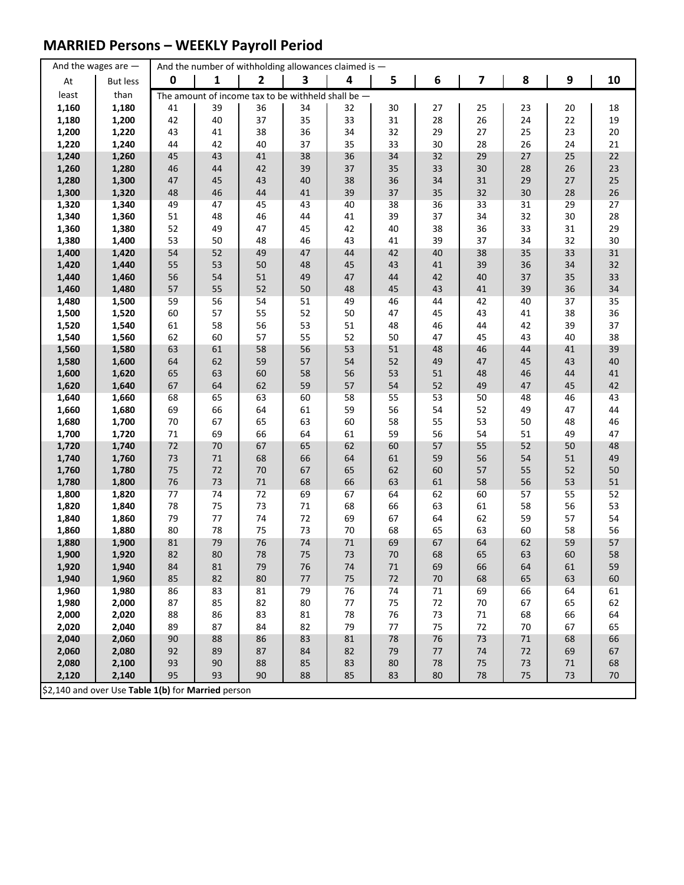## MARRIED Persons – WEEKLY Payroll Period

| And the wages are — | | And the number of withholding allowances claimed is — | | | | | | | | | | |
|---|---|---|---|---|---|---|---|---|---|---|---|---|
| At least | But less than | 0 | 1 | 2 | 3 | 4 | 5 | 6 | 7 | 8 | 9 | 10 |
| | | The amount of income tax to be withheld shall be — | | | | | | | | | | |
| 1,160 | 1,180 | 41 | 39 | 36 | 34 | 32 | 30 | 27 | 25 | 23 | 20 | 18 |
| 1,180 | 1,200 | 42 | 40 | 37 | 35 | 33 | 31 | 28 | 26 | 24 | 22 | 19 |
| 1,200 | 1,220 | 43 | 41 | 38 | 36 | 34 | 32 | 29 | 27 | 25 | 23 | 20 |
| 1,220 | 1,240 | 44 | 42 | 40 | 37 | 35 | 33 | 30 | 28 | 26 | 24 | 21 |
| 1,240 | 1,260 | 45 | 43 | 41 | 38 | 36 | 34 | 32 | 29 | 27 | 25 | 22 |
| 1,260 | 1,280 | 46 | 44 | 42 | 39 | 37 | 35 | 33 | 30 | 28 | 26 | 23 |
| 1,280 | 1,300 | 47 | 45 | 43 | 40 | 38 | 36 | 34 | 31 | 29 | 27 | 25 |
| 1,300 | 1,320 | 48 | 46 | 44 | 41 | 39 | 37 | 35 | 32 | 30 | 28 | 26 |
| 1,320 | 1,340 | 49 | 47 | 45 | 43 | 40 | 38 | 36 | 33 | 31 | 29 | 27 |
| 1,340 | 1,360 | 51 | 48 | 46 | 44 | 41 | 39 | 37 | 34 | 32 | 30 | 28 |
| 1,360 | 1,380 | 52 | 49 | 47 | 45 | 42 | 40 | 38 | 36 | 33 | 31 | 29 |
| 1,380 | 1,400 | 53 | 50 | 48 | 46 | 43 | 41 | 39 | 37 | 34 | 32 | 30 |
| 1,400 | 1,420 | 54 | 52 | 49 | 47 | 44 | 42 | 40 | 38 | 35 | 33 | 31 |
| 1,420 | 1,440 | 55 | 53 | 50 | 48 | 45 | 43 | 41 | 39 | 36 | 34 | 32 |
| 1,440 | 1,460 | 56 | 54 | 51 | 49 | 47 | 44 | 42 | 40 | 37 | 35 | 33 |
| 1,460 | 1,480 | 57 | 55 | 52 | 50 | 48 | 45 | 43 | 41 | 39 | 36 | 34 |
| 1,480 | 1,500 | 59 | 56 | 54 | 51 | 49 | 46 | 44 | 42 | 40 | 37 | 35 |
| 1,500 | 1,520 | 60 | 57 | 55 | 52 | 50 | 47 | 45 | 43 | 41 | 38 | 36 |
| 1,520 | 1,540 | 61 | 58 | 56 | 53 | 51 | 48 | 46 | 44 | 42 | 39 | 37 |
| 1,540 | 1,560 | 62 | 60 | 57 | 55 | 52 | 50 | 47 | 45 | 43 | 40 | 38 |
| 1,560 | 1,580 | 63 | 61 | 58 | 56 | 53 | 51 | 48 | 46 | 44 | 41 | 39 |
| 1,580 | 1,600 | 64 | 62 | 59 | 57 | 54 | 52 | 49 | 47 | 45 | 43 | 40 |
| 1,600 | 1,620 | 65 | 63 | 60 | 58 | 56 | 53 | 51 | 48 | 46 | 44 | 41 |
| 1,620 | 1,640 | 67 | 64 | 62 | 59 | 57 | 54 | 52 | 49 | 47 | 45 | 42 |
| 1,640 | 1,660 | 68 | 65 | 63 | 60 | 58 | 55 | 53 | 50 | 48 | 46 | 43 |
| 1,660 | 1,680 | 69 | 66 | 64 | 61 | 59 | 56 | 54 | 52 | 49 | 47 | 44 |
| 1,680 | 1,700 | 70 | 67 | 65 | 63 | 60 | 58 | 55 | 53 | 50 | 48 | 46 |
| 1,700 | 1,720 | 71 | 69 | 66 | 64 | 61 | 59 | 56 | 54 | 51 | 49 | 47 |
| 1,720 | 1,740 | 72 | 70 | 67 | 65 | 62 | 60 | 57 | 55 | 52 | 50 | 48 |
| 1,740 | 1,760 | 73 | 71 | 68 | 66 | 64 | 61 | 59 | 56 | 54 | 51 | 49 |
| 1,760 | 1,780 | 75 | 72 | 70 | 67 | 65 | 62 | 60 | 57 | 55 | 52 | 50 |
| 1,780 | 1,800 | 76 | 73 | 71 | 68 | 66 | 63 | 61 | 58 | 56 | 53 | 51 |
| 1,800 | 1,820 | 77 | 74 | 72 | 69 | 67 | 64 | 62 | 60 | 57 | 55 | 52 |
| 1,820 | 1,840 | 78 | 75 | 73 | 71 | 68 | 66 | 63 | 61 | 58 | 56 | 53 |
| 1,840 | 1,860 | 79 | 77 | 74 | 72 | 69 | 67 | 64 | 62 | 59 | 57 | 54 |
| 1,860 | 1,880 | 80 | 78 | 75 | 73 | 70 | 68 | 65 | 63 | 60 | 58 | 56 |
| 1,880 | 1,900 | 81 | 79 | 76 | 74 | 71 | 69 | 67 | 64 | 62 | 59 | 57 |
| 1,900 | 1,920 | 82 | 80 | 78 | 75 | 73 | 70 | 68 | 65 | 63 | 60 | 58 |
| 1,920 | 1,940 | 84 | 81 | 79 | 76 | 74 | 71 | 69 | 66 | 64 | 61 | 59 |
| 1,940 | 1,960 | 85 | 82 | 80 | 77 | 75 | 72 | 70 | 68 | 65 | 63 | 60 |
| 1,960 | 1,980 | 86 | 83 | 81 | 79 | 76 | 74 | 71 | 69 | 66 | 64 | 61 |
| 1,980 | 2,000 | 87 | 85 | 82 | 80 | 77 | 75 | 72 | 70 | 67 | 65 | 62 |
| 2,000 | 2,020 | 88 | 86 | 83 | 81 | 78 | 76 | 73 | 71 | 68 | 66 | 64 |
| 2,020 | 2,040 | 89 | 87 | 84 | 82 | 79 | 77 | 75 | 72 | 70 | 67 | 65 |
| 2,040 | 2,060 | 90 | 88 | 86 | 83 | 81 | 78 | 76 | 73 | 71 | 68 | 66 |
| 2,060 | 2,080 | 92 | 89 | 87 | 84 | 82 | 79 | 77 | 74 | 72 | 69 | 67 |
| 2,080 | 2,100 | 93 | 90 | 88 | 85 | 83 | 80 | 78 | 75 | 73 | 71 | 68 |
| 2,120 | 2,140 | 95 | 93 | 90 | 88 | 85 | 83 | 80 | 78 | 75 | 73 | 70 |

$2,140 and over Use **Table 1(b)** for **Married** person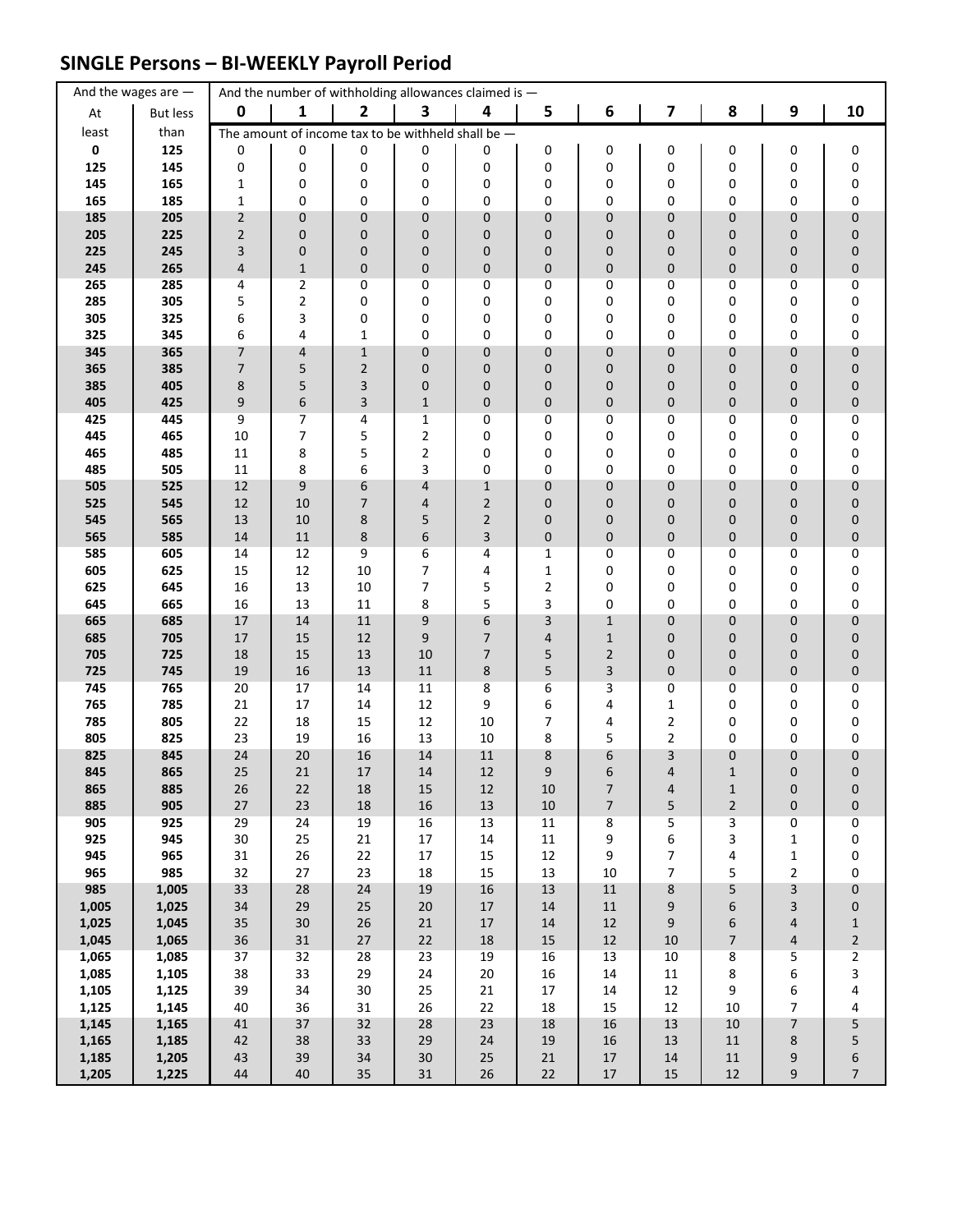## SINGLE Persons – BI-WEEKLY Payroll Period

| And the wages are — | | And the number of withholding allowances claimed is — | | | | | | | | | | |
|---|---|---|---|---|---|---|---|---|---|---|---|---|
| At least | But less than | 0 | 1 | 2 | 3 | 4 | 5 | 6 | 7 | 8 | 9 | 10 |
| | | The amount of income tax to be withheld shall be — | | | | | | | | | | |
| 0 | 125 | 0 | 0 | 0 | 0 | 0 | 0 | 0 | 0 | 0 | 0 | 0 |
| 125 | 145 | 0 | 0 | 0 | 0 | 0 | 0 | 0 | 0 | 0 | 0 | 0 |
| 145 | 165 | 1 | 0 | 0 | 0 | 0 | 0 | 0 | 0 | 0 | 0 | 0 |
| 165 | 185 | 1 | 0 | 0 | 0 | 0 | 0 | 0 | 0 | 0 | 0 | 0 |
| 185 | 205 | 2 | 0 | 0 | 0 | 0 | 0 | 0 | 0 | 0 | 0 | 0 |
| 205 | 225 | 2 | 0 | 0 | 0 | 0 | 0 | 0 | 0 | 0 | 0 | 0 |
| 225 | 245 | 3 | 0 | 0 | 0 | 0 | 0 | 0 | 0 | 0 | 0 | 0 |
| 245 | 265 | 4 | 1 | 0 | 0 | 0 | 0 | 0 | 0 | 0 | 0 | 0 |
| 265 | 285 | 4 | 2 | 0 | 0 | 0 | 0 | 0 | 0 | 0 | 0 | 0 |
| 285 | 305 | 5 | 2 | 0 | 0 | 0 | 0 | 0 | 0 | 0 | 0 | 0 |
| 305 | 325 | 6 | 3 | 0 | 0 | 0 | 0 | 0 | 0 | 0 | 0 | 0 |
| 325 | 345 | 6 | 4 | 1 | 0 | 0 | 0 | 0 | 0 | 0 | 0 | 0 |
| 345 | 365 | 7 | 4 | 1 | 0 | 0 | 0 | 0 | 0 | 0 | 0 | 0 |
| 365 | 385 | 7 | 5 | 2 | 0 | 0 | 0 | 0 | 0 | 0 | 0 | 0 |
| 385 | 405 | 8 | 5 | 3 | 0 | 0 | 0 | 0 | 0 | 0 | 0 | 0 |
| 405 | 425 | 9 | 6 | 3 | 1 | 0 | 0 | 0 | 0 | 0 | 0 | 0 |
| 425 | 445 | 9 | 7 | 4 | 1 | 0 | 0 | 0 | 0 | 0 | 0 | 0 |
| 445 | 465 | 10 | 7 | 5 | 2 | 0 | 0 | 0 | 0 | 0 | 0 | 0 |
| 465 | 485 | 11 | 8 | 5 | 2 | 0 | 0 | 0 | 0 | 0 | 0 | 0 |
| 485 | 505 | 11 | 8 | 6 | 3 | 0 | 0 | 0 | 0 | 0 | 0 | 0 |
| 505 | 525 | 12 | 9 | 6 | 4 | 1 | 0 | 0 | 0 | 0 | 0 | 0 |
| 525 | 545 | 12 | 10 | 7 | 4 | 2 | 0 | 0 | 0 | 0 | 0 | 0 |
| 545 | 565 | 13 | 10 | 8 | 5 | 2 | 0 | 0 | 0 | 0 | 0 | 0 |
| 565 | 585 | 14 | 11 | 8 | 6 | 3 | 0 | 0 | 0 | 0 | 0 | 0 |
| 585 | 605 | 14 | 12 | 9 | 6 | 4 | 1 | 0 | 0 | 0 | 0 | 0 |
| 605 | 625 | 15 | 12 | 10 | 7 | 4 | 1 | 0 | 0 | 0 | 0 | 0 |
| 625 | 645 | 16 | 13 | 10 | 7 | 5 | 2 | 0 | 0 | 0 | 0 | 0 |
| 645 | 665 | 16 | 13 | 11 | 8 | 5 | 3 | 0 | 0 | 0 | 0 | 0 |
| 665 | 685 | 17 | 14 | 11 | 9 | 6 | 3 | 1 | 0 | 0 | 0 | 0 |
| 685 | 705 | 17 | 15 | 12 | 9 | 7 | 4 | 1 | 0 | 0 | 0 | 0 |
| 705 | 725 | 18 | 15 | 13 | 10 | 7 | 5 | 2 | 0 | 0 | 0 | 0 |
| 725 | 745 | 19 | 16 | 13 | 11 | 8 | 5 | 3 | 0 | 0 | 0 | 0 |
| 745 | 765 | 20 | 17 | 14 | 11 | 8 | 6 | 3 | 0 | 0 | 0 | 0 |
| 765 | 785 | 21 | 17 | 14 | 12 | 9 | 6 | 4 | 1 | 0 | 0 | 0 |
| 785 | 805 | 22 | 18 | 15 | 12 | 10 | 7 | 4 | 2 | 0 | 0 | 0 |
| 805 | 825 | 23 | 19 | 16 | 13 | 10 | 8 | 5 | 2 | 0 | 0 | 0 |
| 825 | 845 | 24 | 20 | 16 | 14 | 11 | 8 | 6 | 3 | 0 | 0 | 0 |
| 845 | 865 | 25 | 21 | 17 | 14 | 12 | 9 | 6 | 4 | 1 | 0 | 0 |
| 865 | 885 | 26 | 22 | 18 | 15 | 12 | 10 | 7 | 4 | 1 | 0 | 0 |
| 885 | 905 | 27 | 23 | 18 | 16 | 13 | 10 | 7 | 5 | 2 | 0 | 0 |
| 905 | 925 | 29 | 24 | 19 | 16 | 13 | 11 | 8 | 5 | 3 | 0 | 0 |
| 925 | 945 | 30 | 25 | 21 | 17 | 14 | 11 | 9 | 6 | 3 | 1 | 0 |
| 945 | 965 | 31 | 26 | 22 | 17 | 15 | 12 | 9 | 7 | 4 | 1 | 0 |
| 965 | 985 | 32 | 27 | 23 | 18 | 15 | 13 | 10 | 7 | 5 | 2 | 0 |
| 985 | 1,005 | 33 | 28 | 24 | 19 | 16 | 13 | 11 | 8 | 5 | 3 | 0 |
| 1,005 | 1,025 | 34 | 29 | 25 | 20 | 17 | 14 | 11 | 9 | 6 | 3 | 0 |
| 1,025 | 1,045 | 35 | 30 | 26 | 21 | 17 | 14 | 12 | 9 | 6 | 4 | 1 |
| 1,045 | 1,065 | 36 | 31 | 27 | 22 | 18 | 15 | 12 | 10 | 7 | 4 | 2 |
| 1,065 | 1,085 | 37 | 32 | 28 | 23 | 19 | 16 | 13 | 10 | 8 | 5 | 2 |
| 1,085 | 1,105 | 38 | 33 | 29 | 24 | 20 | 16 | 14 | 11 | 8 | 6 | 3 |
| 1,105 | 1,125 | 39 | 34 | 30 | 25 | 21 | 17 | 14 | 12 | 9 | 6 | 4 |
| 1,125 | 1,145 | 40 | 36 | 31 | 26 | 22 | 18 | 15 | 12 | 10 | 7 | 4 |
| 1,145 | 1,165 | 41 | 37 | 32 | 28 | 23 | 18 | 16 | 13 | 10 | 7 | 5 |
| 1,165 | 1,185 | 42 | 38 | 33 | 29 | 24 | 19 | 16 | 13 | 11 | 8 | 5 |
| 1,185 | 1,205 | 43 | 39 | 34 | 30 | 25 | 21 | 17 | 14 | 11 | 9 | 6 |
| 1,205 | 1,225 | 44 | 40 | 35 | 31 | 26 | 22 | 17 | 15 | 12 | 9 | 7 |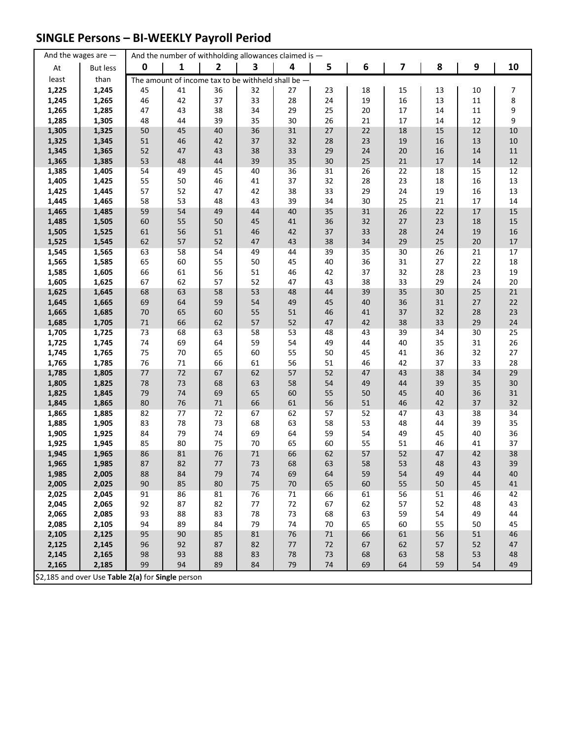## SINGLE Persons – BI-WEEKLY Payroll Period

| And the wages are — | | And the number of withholding allowances claimed is — | | | | | | | | | | |
|---|---|---|---|---|---|---|---|---|---|---|---|---|
| At least | But less than | 0 | 1 | 2 | 3 | 4 | 5 | 6 | 7 | 8 | 9 | 10 |
| | | The amount of income tax to be withheld shall be — | | | | | | | | | | |
| 1,225 | 1,245 | 45 | 41 | 36 | 32 | 27 | 23 | 18 | 15 | 13 | 10 | 7 |
| 1,245 | 1,265 | 46 | 42 | 37 | 33 | 28 | 24 | 19 | 16 | 13 | 11 | 8 |
| 1,265 | 1,285 | 47 | 43 | 38 | 34 | 29 | 25 | 20 | 17 | 14 | 11 | 9 |
| 1,285 | 1,305 | 48 | 44 | 39 | 35 | 30 | 26 | 21 | 17 | 14 | 12 | 9 |
| 1,305 | 1,325 | 50 | 45 | 40 | 36 | 31 | 27 | 22 | 18 | 15 | 12 | 10 |
| 1,325 | 1,345 | 51 | 46 | 42 | 37 | 32 | 28 | 23 | 19 | 16 | 13 | 10 |
| 1,345 | 1,365 | 52 | 47 | 43 | 38 | 33 | 29 | 24 | 20 | 16 | 14 | 11 |
| 1,365 | 1,385 | 53 | 48 | 44 | 39 | 35 | 30 | 25 | 21 | 17 | 14 | 12 |
| 1,385 | 1,405 | 54 | 49 | 45 | 40 | 36 | 31 | 26 | 22 | 18 | 15 | 12 |
| 1,405 | 1,425 | 55 | 50 | 46 | 41 | 37 | 32 | 28 | 23 | 18 | 16 | 13 |
| 1,425 | 1,445 | 57 | 52 | 47 | 42 | 38 | 33 | 29 | 24 | 19 | 16 | 13 |
| 1,445 | 1,465 | 58 | 53 | 48 | 43 | 39 | 34 | 30 | 25 | 21 | 17 | 14 |
| 1,465 | 1,485 | 59 | 54 | 49 | 44 | 40 | 35 | 31 | 26 | 22 | 17 | 15 |
| 1,485 | 1,505 | 60 | 55 | 50 | 45 | 41 | 36 | 32 | 27 | 23 | 18 | 15 |
| 1,505 | 1,525 | 61 | 56 | 51 | 46 | 42 | 37 | 33 | 28 | 24 | 19 | 16 |
| 1,525 | 1,545 | 62 | 57 | 52 | 47 | 43 | 38 | 34 | 29 | 25 | 20 | 17 |
| 1,545 | 1,565 | 63 | 58 | 54 | 49 | 44 | 39 | 35 | 30 | 26 | 21 | 17 |
| 1,565 | 1,585 | 65 | 60 | 55 | 50 | 45 | 40 | 36 | 31 | 27 | 22 | 18 |
| 1,585 | 1,605 | 66 | 61 | 56 | 51 | 46 | 42 | 37 | 32 | 28 | 23 | 19 |
| 1,605 | 1,625 | 67 | 62 | 57 | 52 | 47 | 43 | 38 | 33 | 29 | 24 | 20 |
| 1,625 | 1,645 | 68 | 63 | 58 | 53 | 48 | 44 | 39 | 35 | 30 | 25 | 21 |
| 1,645 | 1,665 | 69 | 64 | 59 | 54 | 49 | 45 | 40 | 36 | 31 | 27 | 22 |
| 1,665 | 1,685 | 70 | 65 | 60 | 55 | 51 | 46 | 41 | 37 | 32 | 28 | 23 |
| 1,685 | 1,705 | 71 | 66 | 62 | 57 | 52 | 47 | 42 | 38 | 33 | 29 | 24 |
| 1,705 | 1,725 | 73 | 68 | 63 | 58 | 53 | 48 | 43 | 39 | 34 | 30 | 25 |
| 1,725 | 1,745 | 74 | 69 | 64 | 59 | 54 | 49 | 44 | 40 | 35 | 31 | 26 |
| 1,745 | 1,765 | 75 | 70 | 65 | 60 | 55 | 50 | 45 | 41 | 36 | 32 | 27 |
| 1,765 | 1,785 | 76 | 71 | 66 | 61 | 56 | 51 | 46 | 42 | 37 | 33 | 28 |
| 1,785 | 1,805 | 77 | 72 | 67 | 62 | 57 | 52 | 47 | 43 | 38 | 34 | 29 |
| 1,805 | 1,825 | 78 | 73 | 68 | 63 | 58 | 54 | 49 | 44 | 39 | 35 | 30 |
| 1,825 | 1,845 | 79 | 74 | 69 | 65 | 60 | 55 | 50 | 45 | 40 | 36 | 31 |
| 1,845 | 1,865 | 80 | 76 | 71 | 66 | 61 | 56 | 51 | 46 | 42 | 37 | 32 |
| 1,865 | 1,885 | 82 | 77 | 72 | 67 | 62 | 57 | 52 | 47 | 43 | 38 | 34 |
| 1,885 | 1,905 | 83 | 78 | 73 | 68 | 63 | 58 | 53 | 48 | 44 | 39 | 35 |
| 1,905 | 1,925 | 84 | 79 | 74 | 69 | 64 | 59 | 54 | 49 | 45 | 40 | 36 |
| 1,925 | 1,945 | 85 | 80 | 75 | 70 | 65 | 60 | 55 | 51 | 46 | 41 | 37 |
| 1,945 | 1,965 | 86 | 81 | 76 | 71 | 66 | 62 | 57 | 52 | 47 | 42 | 38 |
| 1,965 | 1,985 | 87 | 82 | 77 | 73 | 68 | 63 | 58 | 53 | 48 | 43 | 39 |
| 1,985 | 2,005 | 88 | 84 | 79 | 74 | 69 | 64 | 59 | 54 | 49 | 44 | 40 |
| 2,005 | 2,025 | 90 | 85 | 80 | 75 | 70 | 65 | 60 | 55 | 50 | 45 | 41 |
| 2,025 | 2,045 | 91 | 86 | 81 | 76 | 71 | 66 | 61 | 56 | 51 | 46 | 42 |
| 2,045 | 2,065 | 92 | 87 | 82 | 77 | 72 | 67 | 62 | 57 | 52 | 48 | 43 |
| 2,065 | 2,085 | 93 | 88 | 83 | 78 | 73 | 68 | 63 | 59 | 54 | 49 | 44 |
| 2,085 | 2,105 | 94 | 89 | 84 | 79 | 74 | 70 | 65 | 60 | 55 | 50 | 45 |
| 2,105 | 2,125 | 95 | 90 | 85 | 81 | 76 | 71 | 66 | 61 | 56 | 51 | 46 |
| 2,125 | 2,145 | 96 | 92 | 87 | 82 | 77 | 72 | 67 | 62 | 57 | 52 | 47 |
| 2,145 | 2,165 | 98 | 93 | 88 | 83 | 78 | 73 | 68 | 63 | 58 | 53 | 48 |
| 2,165 | 2,185 | 99 | 94 | 89 | 84 | 79 | 74 | 69 | 64 | 59 | 54 | 49 |

$2,185 and over Use **Table 2(a)** for **Single** person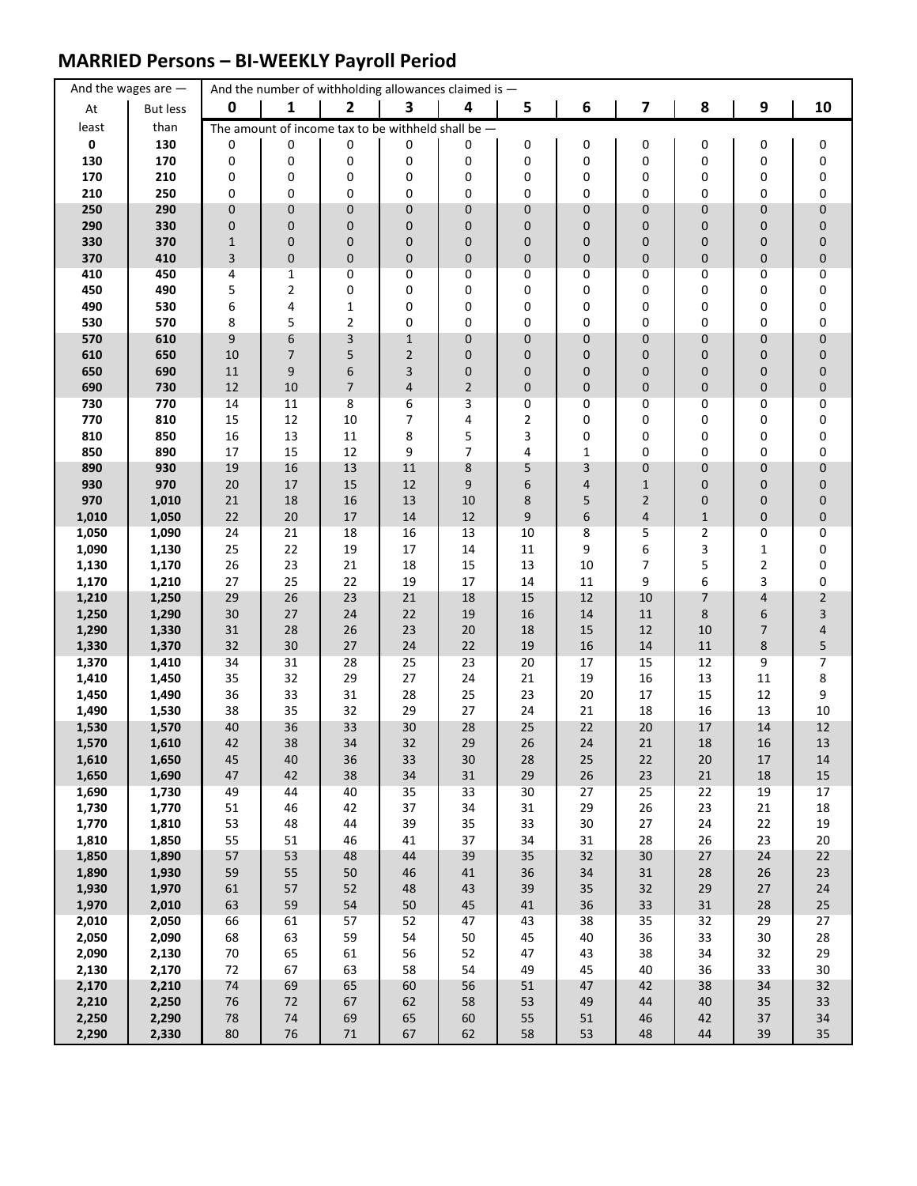## MARRIED Persons – BI-WEEKLY Payroll Period

| And the wages are — | | And the number of withholding allowances claimed is — | | | | | | | | | | |
|---|---|---|---|---|---|---|---|---|---|---|---|---|
| At least | But less than | 0 | 1 | 2 | 3 | 4 | 5 | 6 | 7 | 8 | 9 | 10 |
| | | The amount of income tax to be withheld shall be — | | | | | | | | | | |
| 0 | 130 | 0 | 0 | 0 | 0 | 0 | 0 | 0 | 0 | 0 | 0 | 0 |
| 130 | 170 | 0 | 0 | 0 | 0 | 0 | 0 | 0 | 0 | 0 | 0 | 0 |
| 170 | 210 | 0 | 0 | 0 | 0 | 0 | 0 | 0 | 0 | 0 | 0 | 0 |
| 210 | 250 | 0 | 0 | 0 | 0 | 0 | 0 | 0 | 0 | 0 | 0 | 0 |
| 250 | 290 | 0 | 0 | 0 | 0 | 0 | 0 | 0 | 0 | 0 | 0 | 0 |
| 290 | 330 | 0 | 0 | 0 | 0 | 0 | 0 | 0 | 0 | 0 | 0 | 0 |
| 330 | 370 | 1 | 0 | 0 | 0 | 0 | 0 | 0 | 0 | 0 | 0 | 0 |
| 370 | 410 | 3 | 0 | 0 | 0 | 0 | 0 | 0 | 0 | 0 | 0 | 0 |
| 410 | 450 | 4 | 1 | 0 | 0 | 0 | 0 | 0 | 0 | 0 | 0 | 0 |
| 450 | 490 | 5 | 2 | 0 | 0 | 0 | 0 | 0 | 0 | 0 | 0 | 0 |
| 490 | 530 | 6 | 4 | 1 | 0 | 0 | 0 | 0 | 0 | 0 | 0 | 0 |
| 530 | 570 | 8 | 5 | 2 | 0 | 0 | 0 | 0 | 0 | 0 | 0 | 0 |
| 570 | 610 | 9 | 6 | 3 | 1 | 0 | 0 | 0 | 0 | 0 | 0 | 0 |
| 610 | 650 | 10 | 7 | 5 | 2 | 0 | 0 | 0 | 0 | 0 | 0 | 0 |
| 650 | 690 | 11 | 9 | 6 | 3 | 0 | 0 | 0 | 0 | 0 | 0 | 0 |
| 690 | 730 | 12 | 10 | 7 | 4 | 2 | 0 | 0 | 0 | 0 | 0 | 0 |
| 730 | 770 | 14 | 11 | 8 | 6 | 3 | 0 | 0 | 0 | 0 | 0 | 0 |
| 770 | 810 | 15 | 12 | 10 | 7 | 4 | 2 | 0 | 0 | 0 | 0 | 0 |
| 810 | 850 | 16 | 13 | 11 | 8 | 5 | 3 | 0 | 0 | 0 | 0 | 0 |
| 850 | 890 | 17 | 15 | 12 | 9 | 7 | 4 | 1 | 0 | 0 | 0 | 0 |
| 890 | 930 | 19 | 16 | 13 | 11 | 8 | 5 | 3 | 0 | 0 | 0 | 0 |
| 930 | 970 | 20 | 17 | 15 | 12 | 9 | 6 | 4 | 1 | 0 | 0 | 0 |
| 970 | 1,010 | 21 | 18 | 16 | 13 | 10 | 8 | 5 | 2 | 0 | 0 | 0 |
| 1,010 | 1,050 | 22 | 20 | 17 | 14 | 12 | 9 | 6 | 4 | 1 | 0 | 0 |
| 1,050 | 1,090 | 24 | 21 | 18 | 16 | 13 | 10 | 8 | 5 | 2 | 0 | 0 |
| 1,090 | 1,130 | 25 | 22 | 19 | 17 | 14 | 11 | 9 | 6 | 3 | 1 | 0 |
| 1,130 | 1,170 | 26 | 23 | 21 | 18 | 15 | 13 | 10 | 7 | 5 | 2 | 0 |
| 1,170 | 1,210 | 27 | 25 | 22 | 19 | 17 | 14 | 11 | 9 | 6 | 3 | 0 |
| 1,210 | 1,250 | 29 | 26 | 23 | 21 | 18 | 15 | 12 | 10 | 7 | 4 | 2 |
| 1,250 | 1,290 | 30 | 27 | 24 | 22 | 19 | 16 | 14 | 11 | 8 | 6 | 3 |
| 1,290 | 1,330 | 31 | 28 | 26 | 23 | 20 | 18 | 15 | 12 | 10 | 7 | 4 |
| 1,330 | 1,370 | 32 | 30 | 27 | 24 | 22 | 19 | 16 | 14 | 11 | 8 | 5 |
| 1,370 | 1,410 | 34 | 31 | 28 | 25 | 23 | 20 | 17 | 15 | 12 | 9 | 7 |
| 1,410 | 1,450 | 35 | 32 | 29 | 27 | 24 | 21 | 19 | 16 | 13 | 11 | 8 |
| 1,450 | 1,490 | 36 | 33 | 31 | 28 | 25 | 23 | 20 | 17 | 15 | 12 | 9 |
| 1,490 | 1,530 | 38 | 35 | 32 | 29 | 27 | 24 | 21 | 18 | 16 | 13 | 10 |
| 1,530 | 1,570 | 40 | 36 | 33 | 30 | 28 | 25 | 22 | 20 | 17 | 14 | 12 |
| 1,570 | 1,610 | 42 | 38 | 34 | 32 | 29 | 26 | 24 | 21 | 18 | 16 | 13 |
| 1,610 | 1,650 | 45 | 40 | 36 | 33 | 30 | 28 | 25 | 22 | 20 | 17 | 14 |
| 1,650 | 1,690 | 47 | 42 | 38 | 34 | 31 | 29 | 26 | 23 | 21 | 18 | 15 |
| 1,690 | 1,730 | 49 | 44 | 40 | 35 | 33 | 30 | 27 | 25 | 22 | 19 | 17 |
| 1,730 | 1,770 | 51 | 46 | 42 | 37 | 34 | 31 | 29 | 26 | 23 | 21 | 18 |
| 1,770 | 1,810 | 53 | 48 | 44 | 39 | 35 | 33 | 30 | 27 | 24 | 22 | 19 |
| 1,810 | 1,850 | 55 | 51 | 46 | 41 | 37 | 34 | 31 | 28 | 26 | 23 | 20 |
| 1,850 | 1,890 | 57 | 53 | 48 | 44 | 39 | 35 | 32 | 30 | 27 | 24 | 22 |
| 1,890 | 1,930 | 59 | 55 | 50 | 46 | 41 | 36 | 34 | 31 | 28 | 26 | 23 |
| 1,930 | 1,970 | 61 | 57 | 52 | 48 | 43 | 39 | 35 | 32 | 29 | 27 | 24 |
| 1,970 | 2,010 | 63 | 59 | 54 | 50 | 45 | 41 | 36 | 33 | 31 | 28 | 25 |
| 2,010 | 2,050 | 66 | 61 | 57 | 52 | 47 | 43 | 38 | 35 | 32 | 29 | 27 |
| 2,050 | 2,090 | 68 | 63 | 59 | 54 | 50 | 45 | 40 | 36 | 33 | 30 | 28 |
| 2,090 | 2,130 | 70 | 65 | 61 | 56 | 52 | 47 | 43 | 38 | 34 | 32 | 29 |
| 2,130 | 2,170 | 72 | 67 | 63 | 58 | 54 | 49 | 45 | 40 | 36 | 33 | 30 |
| 2,170 | 2,210 | 74 | 69 | 65 | 60 | 56 | 51 | 47 | 42 | 38 | 34 | 32 |
| 2,210 | 2,250 | 76 | 72 | 67 | 62 | 58 | 53 | 49 | 44 | 40 | 35 | 33 |
| 2,250 | 2,290 | 78 | 74 | 69 | 65 | 60 | 55 | 51 | 46 | 42 | 37 | 34 |
| 2,290 | 2,330 | 80 | 76 | 71 | 67 | 62 | 58 | 53 | 48 | 44 | 39 | 35 |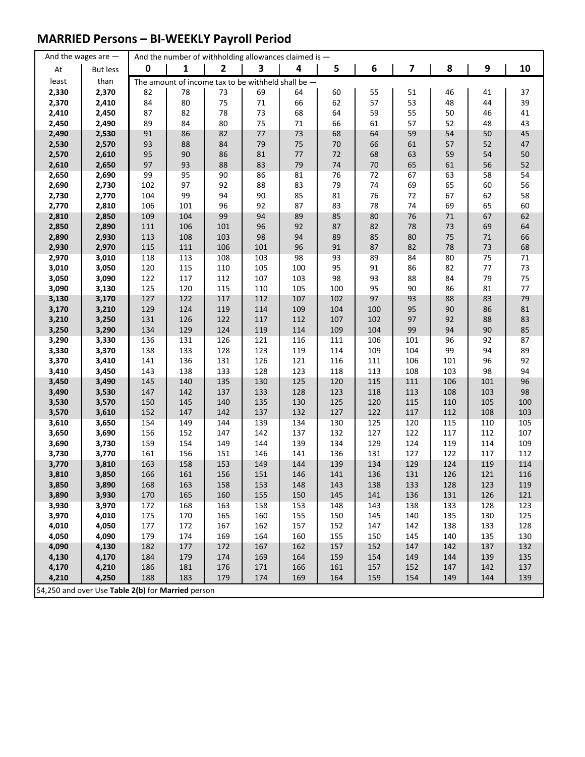## MARRIED Persons – BI-WEEKLY Payroll Period

| And the wages are — | | And the number of withholding allowances claimed is — | | | | | | | | | | |
|---|---|---|---|---|---|---|---|---|---|---|---|---|
| At least | But less than | 0 | 1 | 2 | 3 | 4 | 5 | 6 | 7 | 8 | 9 | 10 |
| | | The amount of income tax to be withheld shall be — | | | | | | | | | | |
| 2,330 | 2,370 | 82 | 78 | 73 | 69 | 64 | 60 | 55 | 51 | 46 | 41 | 37 |
| 2,370 | 2,410 | 84 | 80 | 75 | 71 | 66 | 62 | 57 | 53 | 48 | 44 | 39 |
| 2,410 | 2,450 | 87 | 82 | 78 | 73 | 68 | 64 | 59 | 55 | 50 | 46 | 41 |
| 2,450 | 2,490 | 89 | 84 | 80 | 75 | 71 | 66 | 61 | 57 | 52 | 48 | 43 |
| 2,490 | 2,530 | 91 | 86 | 82 | 77 | 73 | 68 | 64 | 59 | 54 | 50 | 45 |
| 2,530 | 2,570 | 93 | 88 | 84 | 79 | 75 | 70 | 66 | 61 | 57 | 52 | 47 |
| 2,570 | 2,610 | 95 | 90 | 86 | 81 | 77 | 72 | 68 | 63 | 59 | 54 | 50 |
| 2,610 | 2,650 | 97 | 93 | 88 | 83 | 79 | 74 | 70 | 65 | 61 | 56 | 52 |
| 2,650 | 2,690 | 99 | 95 | 90 | 86 | 81 | 76 | 72 | 67 | 63 | 58 | 54 |
| 2,690 | 2,730 | 102 | 97 | 92 | 88 | 83 | 79 | 74 | 69 | 65 | 60 | 56 |
| 2,730 | 2,770 | 104 | 99 | 94 | 90 | 85 | 81 | 76 | 72 | 67 | 62 | 58 |
| 2,770 | 2,810 | 106 | 101 | 96 | 92 | 87 | 83 | 78 | 74 | 69 | 65 | 60 |
| 2,810 | 2,850 | 109 | 104 | 99 | 94 | 89 | 85 | 80 | 76 | 71 | 67 | 62 |
| 2,850 | 2,890 | 111 | 106 | 101 | 96 | 92 | 87 | 82 | 78 | 73 | 69 | 64 |
| 2,890 | 2,930 | 113 | 108 | 103 | 98 | 94 | 89 | 85 | 80 | 75 | 71 | 66 |
| 2,930 | 2,970 | 115 | 111 | 106 | 101 | 96 | 91 | 87 | 82 | 78 | 73 | 68 |
| 2,970 | 3,010 | 118 | 113 | 108 | 103 | 98 | 93 | 89 | 84 | 80 | 75 | 71 |
| 3,010 | 3,050 | 120 | 115 | 110 | 105 | 100 | 95 | 91 | 86 | 82 | 77 | 73 |
| 3,050 | 3,090 | 122 | 117 | 112 | 107 | 103 | 98 | 93 | 88 | 84 | 79 | 75 |
| 3,090 | 3,130 | 125 | 120 | 115 | 110 | 105 | 100 | 95 | 90 | 86 | 81 | 77 |
| 3,130 | 3,170 | 127 | 122 | 117 | 112 | 107 | 102 | 97 | 93 | 88 | 83 | 79 |
| 3,170 | 3,210 | 129 | 124 | 119 | 114 | 109 | 104 | 100 | 95 | 90 | 86 | 81 |
| 3,210 | 3,250 | 131 | 126 | 122 | 117 | 112 | 107 | 102 | 97 | 92 | 88 | 83 |
| 3,250 | 3,290 | 134 | 129 | 124 | 119 | 114 | 109 | 104 | 99 | 94 | 90 | 85 |
| 3,290 | 3,330 | 136 | 131 | 126 | 121 | 116 | 111 | 106 | 101 | 96 | 92 | 87 |
| 3,330 | 3,370 | 138 | 133 | 128 | 123 | 119 | 114 | 109 | 104 | 99 | 94 | 89 |
| 3,370 | 3,410 | 141 | 136 | 131 | 126 | 121 | 116 | 111 | 106 | 101 | 96 | 92 |
| 3,410 | 3,450 | 143 | 138 | 133 | 128 | 123 | 118 | 113 | 108 | 103 | 98 | 94 |
| 3,450 | 3,490 | 145 | 140 | 135 | 130 | 125 | 120 | 115 | 111 | 106 | 101 | 96 |
| 3,490 | 3,530 | 147 | 142 | 137 | 133 | 128 | 123 | 118 | 113 | 108 | 103 | 98 |
| 3,530 | 3,570 | 150 | 145 | 140 | 135 | 130 | 125 | 120 | 115 | 110 | 105 | 100 |
| 3,570 | 3,610 | 152 | 147 | 142 | 137 | 132 | 127 | 122 | 117 | 112 | 108 | 103 |
| 3,610 | 3,650 | 154 | 149 | 144 | 139 | 134 | 130 | 125 | 120 | 115 | 110 | 105 |
| 3,650 | 3,690 | 156 | 152 | 147 | 142 | 137 | 132 | 127 | 122 | 117 | 112 | 107 |
| 3,690 | 3,730 | 159 | 154 | 149 | 144 | 139 | 134 | 129 | 124 | 119 | 114 | 109 |
| 3,730 | 3,770 | 161 | 156 | 151 | 146 | 141 | 136 | 131 | 127 | 122 | 117 | 112 |
| 3,770 | 3,810 | 163 | 158 | 153 | 149 | 144 | 139 | 134 | 129 | 124 | 119 | 114 |
| 3,810 | 3,850 | 166 | 161 | 156 | 151 | 146 | 141 | 136 | 131 | 126 | 121 | 116 |
| 3,850 | 3,890 | 168 | 163 | 158 | 153 | 148 | 143 | 138 | 133 | 128 | 123 | 119 |
| 3,890 | 3,930 | 170 | 165 | 160 | 155 | 150 | 145 | 141 | 136 | 131 | 126 | 121 |
| 3,930 | 3,970 | 172 | 168 | 163 | 158 | 153 | 148 | 143 | 138 | 133 | 128 | 123 |
| 3,970 | 4,010 | 175 | 170 | 165 | 160 | 155 | 150 | 145 | 140 | 135 | 130 | 125 |
| 4,010 | 4,050 | 177 | 172 | 167 | 162 | 157 | 152 | 147 | 142 | 138 | 133 | 128 |
| 4,050 | 4,090 | 179 | 174 | 169 | 164 | 160 | 155 | 150 | 145 | 140 | 135 | 130 |
| 4,090 | 4,130 | 182 | 177 | 172 | 167 | 162 | 157 | 152 | 147 | 142 | 137 | 132 |
| 4,130 | 4,170 | 184 | 179 | 174 | 169 | 164 | 159 | 154 | 149 | 144 | 139 | 135 |
| 4,170 | 4,210 | 186 | 181 | 176 | 171 | 166 | 161 | 157 | 152 | 147 | 142 | 137 |
| 4,210 | 4,250 | 188 | 183 | 179 | 174 | 169 | 164 | 159 | 154 | 149 | 144 | 139 |

$4,250 and over Use **Table 2(b)** for **Married** person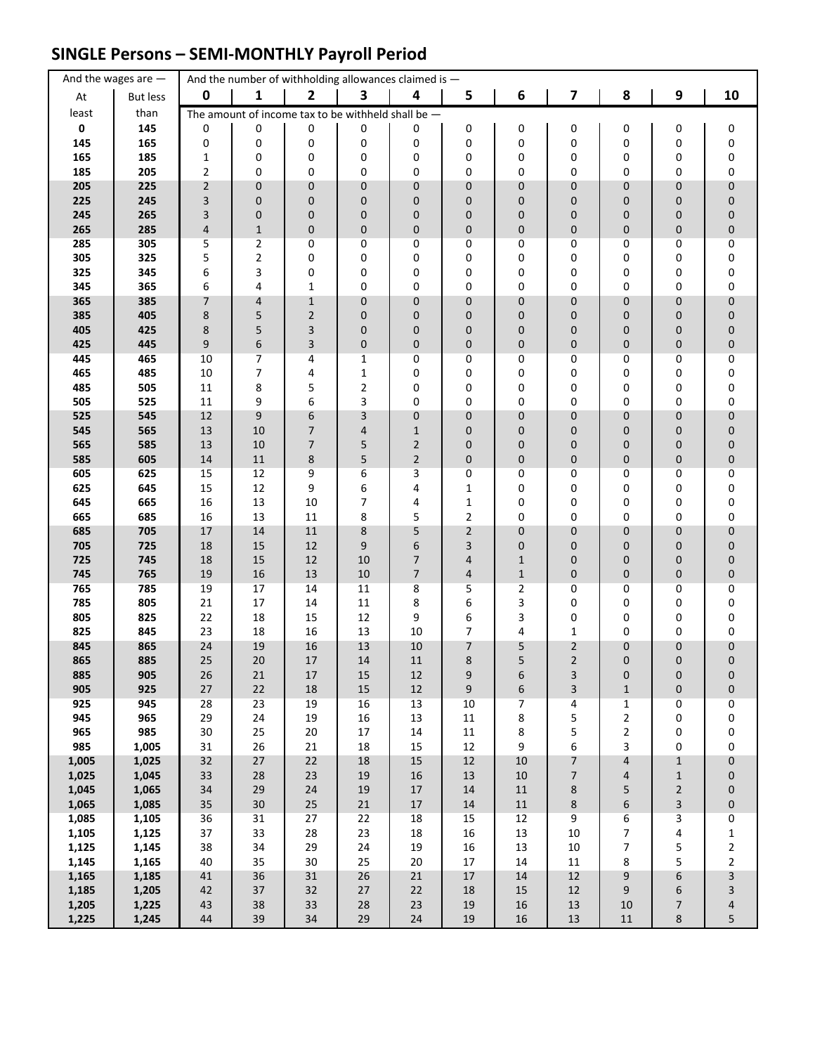## SINGLE Persons – SEMI-MONTHLY Payroll Period

| And the wages are — | | And the number of withholding allowances claimed is — | | | | | | | | | | |
|---|---|---|---|---|---|---|---|---|---|---|---|---|
| At least | But less than | 0 | 1 | 2 | 3 | 4 | 5 | 6 | 7 | 8 | 9 | 10 |
| | | The amount of income tax to be withheld shall be — | | | | | | | | | | |
| 0 | 145 | 0 | 0 | 0 | 0 | 0 | 0 | 0 | 0 | 0 | 0 | 0 |
| 145 | 165 | 0 | 0 | 0 | 0 | 0 | 0 | 0 | 0 | 0 | 0 | 0 |
| 165 | 185 | 1 | 0 | 0 | 0 | 0 | 0 | 0 | 0 | 0 | 0 | 0 |
| 185 | 205 | 2 | 0 | 0 | 0 | 0 | 0 | 0 | 0 | 0 | 0 | 0 |
| 205 | 225 | 2 | 0 | 0 | 0 | 0 | 0 | 0 | 0 | 0 | 0 | 0 |
| 225 | 245 | 3 | 0 | 0 | 0 | 0 | 0 | 0 | 0 | 0 | 0 | 0 |
| 245 | 265 | 3 | 0 | 0 | 0 | 0 | 0 | 0 | 0 | 0 | 0 | 0 |
| 265 | 285 | 4 | 1 | 0 | 0 | 0 | 0 | 0 | 0 | 0 | 0 | 0 |
| 285 | 305 | 5 | 2 | 0 | 0 | 0 | 0 | 0 | 0 | 0 | 0 | 0 |
| 305 | 325 | 5 | 2 | 0 | 0 | 0 | 0 | 0 | 0 | 0 | 0 | 0 |
| 325 | 345 | 6 | 3 | 0 | 0 | 0 | 0 | 0 | 0 | 0 | 0 | 0 |
| 345 | 365 | 6 | 4 | 1 | 0 | 0 | 0 | 0 | 0 | 0 | 0 | 0 |
| 365 | 385 | 7 | 4 | 1 | 0 | 0 | 0 | 0 | 0 | 0 | 0 | 0 |
| 385 | 405 | 8 | 5 | 2 | 0 | 0 | 0 | 0 | 0 | 0 | 0 | 0 |
| 405 | 425 | 8 | 5 | 3 | 0 | 0 | 0 | 0 | 0 | 0 | 0 | 0 |
| 425 | 445 | 9 | 6 | 3 | 0 | 0 | 0 | 0 | 0 | 0 | 0 | 0 |
| 445 | 465 | 10 | 7 | 4 | 1 | 0 | 0 | 0 | 0 | 0 | 0 | 0 |
| 465 | 485 | 10 | 7 | 4 | 1 | 0 | 0 | 0 | 0 | 0 | 0 | 0 |
| 485 | 505 | 11 | 8 | 5 | 2 | 0 | 0 | 0 | 0 | 0 | 0 | 0 |
| 505 | 525 | 11 | 9 | 6 | 3 | 0 | 0 | 0 | 0 | 0 | 0 | 0 |
| 525 | 545 | 12 | 9 | 6 | 3 | 0 | 0 | 0 | 0 | 0 | 0 | 0 |
| 545 | 565 | 13 | 10 | 7 | 4 | 1 | 0 | 0 | 0 | 0 | 0 | 0 |
| 565 | 585 | 13 | 10 | 7 | 5 | 2 | 0 | 0 | 0 | 0 | 0 | 0 |
| 585 | 605 | 14 | 11 | 8 | 5 | 2 | 0 | 0 | 0 | 0 | 0 | 0 |
| 605 | 625 | 15 | 12 | 9 | 6 | 3 | 0 | 0 | 0 | 0 | 0 | 0 |
| 625 | 645 | 15 | 12 | 9 | 6 | 4 | 1 | 0 | 0 | 0 | 0 | 0 |
| 645 | 665 | 16 | 13 | 10 | 7 | 4 | 1 | 0 | 0 | 0 | 0 | 0 |
| 665 | 685 | 16 | 13 | 11 | 8 | 5 | 2 | 0 | 0 | 0 | 0 | 0 |
| 685 | 705 | 17 | 14 | 11 | 8 | 5 | 2 | 0 | 0 | 0 | 0 | 0 |
| 705 | 725 | 18 | 15 | 12 | 9 | 6 | 3 | 0 | 0 | 0 | 0 | 0 |
| 725 | 745 | 18 | 15 | 12 | 10 | 7 | 4 | 1 | 0 | 0 | 0 | 0 |
| 745 | 765 | 19 | 16 | 13 | 10 | 7 | 4 | 1 | 0 | 0 | 0 | 0 |
| 765 | 785 | 19 | 17 | 14 | 11 | 8 | 5 | 2 | 0 | 0 | 0 | 0 |
| 785 | 805 | 21 | 17 | 14 | 11 | 8 | 6 | 3 | 0 | 0 | 0 | 0 |
| 805 | 825 | 22 | 18 | 15 | 12 | 9 | 6 | 3 | 0 | 0 | 0 | 0 |
| 825 | 845 | 23 | 18 | 16 | 13 | 10 | 7 | 4 | 1 | 0 | 0 | 0 |
| 845 | 865 | 24 | 19 | 16 | 13 | 10 | 7 | 5 | 2 | 0 | 0 | 0 |
| 865 | 885 | 25 | 20 | 17 | 14 | 11 | 8 | 5 | 2 | 0 | 0 | 0 |
| 885 | 905 | 26 | 21 | 17 | 15 | 12 | 9 | 6 | 3 | 0 | 0 | 0 |
| 905 | 925 | 27 | 22 | 18 | 15 | 12 | 9 | 6 | 3 | 1 | 0 | 0 |
| 925 | 945 | 28 | 23 | 19 | 16 | 13 | 10 | 7 | 4 | 1 | 0 | 0 |
| 945 | 965 | 29 | 24 | 19 | 16 | 13 | 11 | 8 | 5 | 2 | 0 | 0 |
| 965 | 985 | 30 | 25 | 20 | 17 | 14 | 11 | 8 | 5 | 2 | 0 | 0 |
| 985 | 1,005 | 31 | 26 | 21 | 18 | 15 | 12 | 9 | 6 | 3 | 0 | 0 |
| 1,005 | 1,025 | 32 | 27 | 22 | 18 | 15 | 12 | 10 | 7 | 4 | 1 | 0 |
| 1,025 | 1,045 | 33 | 28 | 23 | 19 | 16 | 13 | 10 | 7 | 4 | 1 | 0 |
| 1,045 | 1,065 | 34 | 29 | 24 | 19 | 17 | 14 | 11 | 8 | 5 | 2 | 0 |
| 1,065 | 1,085 | 35 | 30 | 25 | 21 | 17 | 14 | 11 | 8 | 6 | 3 | 0 |
| 1,085 | 1,105 | 36 | 31 | 27 | 22 | 18 | 15 | 12 | 9 | 6 | 3 | 0 |
| 1,105 | 1,125 | 37 | 33 | 28 | 23 | 18 | 16 | 13 | 10 | 7 | 4 | 1 |
| 1,125 | 1,145 | 38 | 34 | 29 | 24 | 19 | 16 | 13 | 10 | 7 | 5 | 2 |
| 1,145 | 1,165 | 40 | 35 | 30 | 25 | 20 | 17 | 14 | 11 | 8 | 5 | 2 |
| 1,165 | 1,185 | 41 | 36 | 31 | 26 | 21 | 17 | 14 | 12 | 9 | 6 | 3 |
| 1,185 | 1,205 | 42 | 37 | 32 | 27 | 22 | 18 | 15 | 12 | 9 | 6 | 3 |
| 1,205 | 1,225 | 43 | 38 | 33 | 28 | 23 | 19 | 16 | 13 | 10 | 7 | 4 |
| 1,225 | 1,245 | 44 | 39 | 34 | 29 | 24 | 19 | 16 | 13 | 11 | 8 | 5 |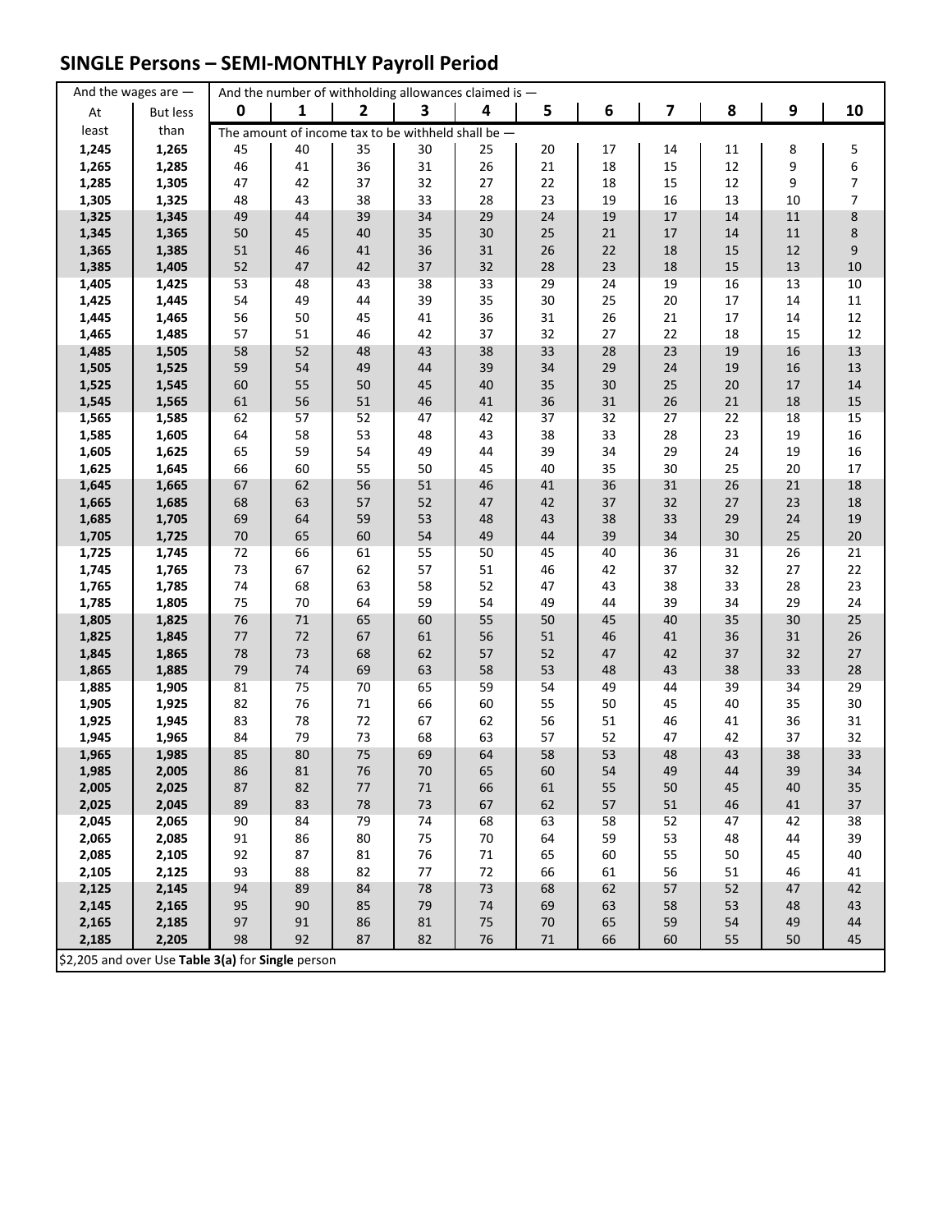## SINGLE Persons – SEMI-MONTHLY Payroll Period

| And the wages are — | | And the number of withholding allowances claimed is — | | | | | | | | | | |
|---|---|---|---|---|---|---|---|---|---|---|---|---|
| At least | But less than | 0 | 1 | 2 | 3 | 4 | 5 | 6 | 7 | 8 | 9 | 10 |
| | | The amount of income tax to be withheld shall be — | | | | | | | | | | |
| 1,245 | 1,265 | 45 | 40 | 35 | 30 | 25 | 20 | 17 | 14 | 11 | 8 | 5 |
| 1,265 | 1,285 | 46 | 41 | 36 | 31 | 26 | 21 | 18 | 15 | 12 | 9 | 6 |
| 1,285 | 1,305 | 47 | 42 | 37 | 32 | 27 | 22 | 18 | 15 | 12 | 9 | 7 |
| 1,305 | 1,325 | 48 | 43 | 38 | 33 | 28 | 23 | 19 | 16 | 13 | 10 | 7 |
| 1,325 | 1,345 | 49 | 44 | 39 | 34 | 29 | 24 | 19 | 17 | 14 | 11 | 8 |
| 1,345 | 1,365 | 50 | 45 | 40 | 35 | 30 | 25 | 21 | 17 | 14 | 11 | 8 |
| 1,365 | 1,385 | 51 | 46 | 41 | 36 | 31 | 26 | 22 | 18 | 15 | 12 | 9 |
| 1,385 | 1,405 | 52 | 47 | 42 | 37 | 32 | 28 | 23 | 18 | 15 | 13 | 10 |
| 1,405 | 1,425 | 53 | 48 | 43 | 38 | 33 | 29 | 24 | 19 | 16 | 13 | 10 |
| 1,425 | 1,445 | 54 | 49 | 44 | 39 | 35 | 30 | 25 | 20 | 17 | 14 | 11 |
| 1,445 | 1,465 | 56 | 50 | 45 | 41 | 36 | 31 | 26 | 21 | 17 | 14 | 12 |
| 1,465 | 1,485 | 57 | 51 | 46 | 42 | 37 | 32 | 27 | 22 | 18 | 15 | 12 |
| 1,485 | 1,505 | 58 | 52 | 48 | 43 | 38 | 33 | 28 | 23 | 19 | 16 | 13 |
| 1,505 | 1,525 | 59 | 54 | 49 | 44 | 39 | 34 | 29 | 24 | 19 | 16 | 13 |
| 1,525 | 1,545 | 60 | 55 | 50 | 45 | 40 | 35 | 30 | 25 | 20 | 17 | 14 |
| 1,545 | 1,565 | 61 | 56 | 51 | 46 | 41 | 36 | 31 | 26 | 21 | 18 | 15 |
| 1,565 | 1,585 | 62 | 57 | 52 | 47 | 42 | 37 | 32 | 27 | 22 | 18 | 15 |
| 1,585 | 1,605 | 64 | 58 | 53 | 48 | 43 | 38 | 33 | 28 | 23 | 19 | 16 |
| 1,605 | 1,625 | 65 | 59 | 54 | 49 | 44 | 39 | 34 | 29 | 24 | 19 | 16 |
| 1,625 | 1,645 | 66 | 60 | 55 | 50 | 45 | 40 | 35 | 30 | 25 | 20 | 17 |
| 1,645 | 1,665 | 67 | 62 | 56 | 51 | 46 | 41 | 36 | 31 | 26 | 21 | 18 |
| 1,665 | 1,685 | 68 | 63 | 57 | 52 | 47 | 42 | 37 | 32 | 27 | 23 | 18 |
| 1,685 | 1,705 | 69 | 64 | 59 | 53 | 48 | 43 | 38 | 33 | 29 | 24 | 19 |
| 1,705 | 1,725 | 70 | 65 | 60 | 54 | 49 | 44 | 39 | 34 | 30 | 25 | 20 |
| 1,725 | 1,745 | 72 | 66 | 61 | 55 | 50 | 45 | 40 | 36 | 31 | 26 | 21 |
| 1,745 | 1,765 | 73 | 67 | 62 | 57 | 51 | 46 | 42 | 37 | 32 | 27 | 22 |
| 1,765 | 1,785 | 74 | 68 | 63 | 58 | 52 | 47 | 43 | 38 | 33 | 28 | 23 |
| 1,785 | 1,805 | 75 | 70 | 64 | 59 | 54 | 49 | 44 | 39 | 34 | 29 | 24 |
| 1,805 | 1,825 | 76 | 71 | 65 | 60 | 55 | 50 | 45 | 40 | 35 | 30 | 25 |
| 1,825 | 1,845 | 77 | 72 | 67 | 61 | 56 | 51 | 46 | 41 | 36 | 31 | 26 |
| 1,845 | 1,865 | 78 | 73 | 68 | 62 | 57 | 52 | 47 | 42 | 37 | 32 | 27 |
| 1,865 | 1,885 | 79 | 74 | 69 | 63 | 58 | 53 | 48 | 43 | 38 | 33 | 28 |
| 1,885 | 1,905 | 81 | 75 | 70 | 65 | 59 | 54 | 49 | 44 | 39 | 34 | 29 |
| 1,905 | 1,925 | 82 | 76 | 71 | 66 | 60 | 55 | 50 | 45 | 40 | 35 | 30 |
| 1,925 | 1,945 | 83 | 78 | 72 | 67 | 62 | 56 | 51 | 46 | 41 | 36 | 31 |
| 1,945 | 1,965 | 84 | 79 | 73 | 68 | 63 | 57 | 52 | 47 | 42 | 37 | 32 |
| 1,965 | 1,985 | 85 | 80 | 75 | 69 | 64 | 58 | 53 | 48 | 43 | 38 | 33 |
| 1,985 | 2,005 | 86 | 81 | 76 | 70 | 65 | 60 | 54 | 49 | 44 | 39 | 34 |
| 2,005 | 2,025 | 87 | 82 | 77 | 71 | 66 | 61 | 55 | 50 | 45 | 40 | 35 |
| 2,025 | 2,045 | 89 | 83 | 78 | 73 | 67 | 62 | 57 | 51 | 46 | 41 | 37 |
| 2,045 | 2,065 | 90 | 84 | 79 | 74 | 68 | 63 | 58 | 52 | 47 | 42 | 38 |
| 2,065 | 2,085 | 91 | 86 | 80 | 75 | 70 | 64 | 59 | 53 | 48 | 44 | 39 |
| 2,085 | 2,105 | 92 | 87 | 81 | 76 | 71 | 65 | 60 | 55 | 50 | 45 | 40 |
| 2,105 | 2,125 | 93 | 88 | 82 | 77 | 72 | 66 | 61 | 56 | 51 | 46 | 41 |
| 2,125 | 2,145 | 94 | 89 | 84 | 78 | 73 | 68 | 62 | 57 | 52 | 47 | 42 |
| 2,145 | 2,165 | 95 | 90 | 85 | 79 | 74 | 69 | 63 | 58 | 53 | 48 | 43 |
| 2,165 | 2,185 | 97 | 91 | 86 | 81 | 75 | 70 | 65 | 59 | 54 | 49 | 44 |
| 2,185 | 2,205 | 98 | 92 | 87 | 82 | 76 | 71 | 66 | 60 | 55 | 50 | 45 |

$2,205 and over Use **Table 3(a)** for **Single** person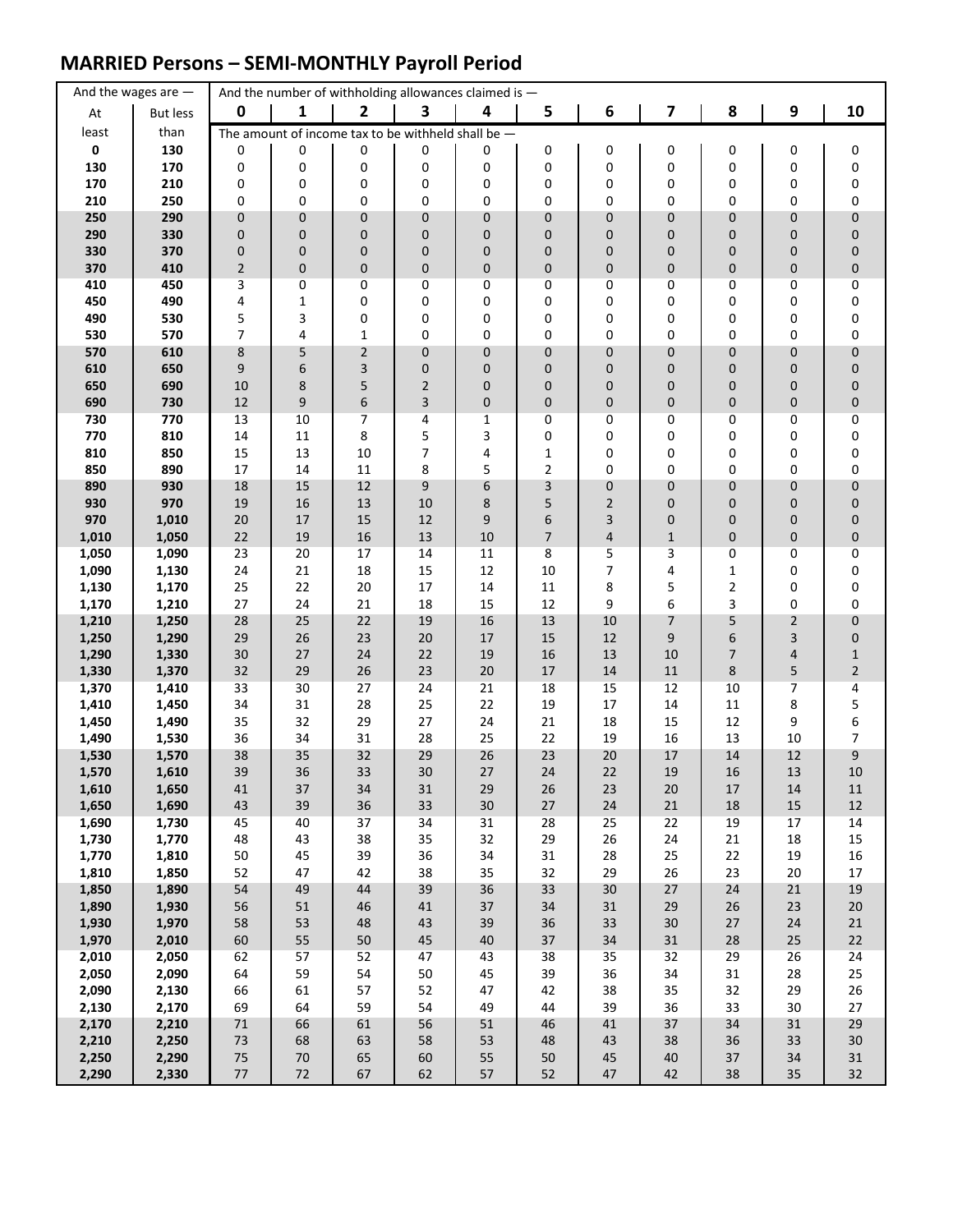## MARRIED Persons – SEMI-MONTHLY Payroll Period

| And the wages are — | | And the number of withholding allowances claimed is — | | | | | | | | | | |
|---|---|---|---|---|---|---|---|---|---|---|---|---|
| At least | But less than | 0 | 1 | 2 | 3 | 4 | 5 | 6 | 7 | 8 | 9 | 10 |
| | | The amount of income tax to be withheld shall be — | | | | | | | | | | |
| 0 | 130 | 0 | 0 | 0 | 0 | 0 | 0 | 0 | 0 | 0 | 0 | 0 |
| 130 | 170 | 0 | 0 | 0 | 0 | 0 | 0 | 0 | 0 | 0 | 0 | 0 |
| 170 | 210 | 0 | 0 | 0 | 0 | 0 | 0 | 0 | 0 | 0 | 0 | 0 |
| 210 | 250 | 0 | 0 | 0 | 0 | 0 | 0 | 0 | 0 | 0 | 0 | 0 |
| 250 | 290 | 0 | 0 | 0 | 0 | 0 | 0 | 0 | 0 | 0 | 0 | 0 |
| 290 | 330 | 0 | 0 | 0 | 0 | 0 | 0 | 0 | 0 | 0 | 0 | 0 |
| 330 | 370 | 0 | 0 | 0 | 0 | 0 | 0 | 0 | 0 | 0 | 0 | 0 |
| 370 | 410 | 2 | 0 | 0 | 0 | 0 | 0 | 0 | 0 | 0 | 0 | 0 |
| 410 | 450 | 3 | 0 | 0 | 0 | 0 | 0 | 0 | 0 | 0 | 0 | 0 |
| 450 | 490 | 4 | 1 | 0 | 0 | 0 | 0 | 0 | 0 | 0 | 0 | 0 |
| 490 | 530 | 5 | 3 | 0 | 0 | 0 | 0 | 0 | 0 | 0 | 0 | 0 |
| 530 | 570 | 7 | 4 | 1 | 0 | 0 | 0 | 0 | 0 | 0 | 0 | 0 |
| 570 | 610 | 8 | 5 | 2 | 0 | 0 | 0 | 0 | 0 | 0 | 0 | 0 |
| 610 | 650 | 9 | 6 | 3 | 0 | 0 | 0 | 0 | 0 | 0 | 0 | 0 |
| 650 | 690 | 10 | 8 | 5 | 2 | 0 | 0 | 0 | 0 | 0 | 0 | 0 |
| 690 | 730 | 12 | 9 | 6 | 3 | 0 | 0 | 0 | 0 | 0 | 0 | 0 |
| 730 | 770 | 13 | 10 | 7 | 4 | 1 | 0 | 0 | 0 | 0 | 0 | 0 |
| 770 | 810 | 14 | 11 | 8 | 5 | 3 | 0 | 0 | 0 | 0 | 0 | 0 |
| 810 | 850 | 15 | 13 | 10 | 7 | 4 | 1 | 0 | 0 | 0 | 0 | 0 |
| 850 | 890 | 17 | 14 | 11 | 8 | 5 | 2 | 0 | 0 | 0 | 0 | 0 |
| 890 | 930 | 18 | 15 | 12 | 9 | 6 | 3 | 0 | 0 | 0 | 0 | 0 |
| 930 | 970 | 19 | 16 | 13 | 10 | 8 | 5 | 2 | 0 | 0 | 0 | 0 |
| 970 | 1,010 | 20 | 17 | 15 | 12 | 9 | 6 | 3 | 0 | 0 | 0 | 0 |
| 1,010 | 1,050 | 22 | 19 | 16 | 13 | 10 | 7 | 4 | 1 | 0 | 0 | 0 |
| 1,050 | 1,090 | 23 | 20 | 17 | 14 | 11 | 8 | 5 | 3 | 0 | 0 | 0 |
| 1,090 | 1,130 | 24 | 21 | 18 | 15 | 12 | 10 | 7 | 4 | 1 | 0 | 0 |
| 1,130 | 1,170 | 25 | 22 | 20 | 17 | 14 | 11 | 8 | 5 | 2 | 0 | 0 |
| 1,170 | 1,210 | 27 | 24 | 21 | 18 | 15 | 12 | 9 | 6 | 3 | 0 | 0 |
| 1,210 | 1,250 | 28 | 25 | 22 | 19 | 16 | 13 | 10 | 7 | 5 | 2 | 0 |
| 1,250 | 1,290 | 29 | 26 | 23 | 20 | 17 | 15 | 12 | 9 | 6 | 3 | 0 |
| 1,290 | 1,330 | 30 | 27 | 24 | 22 | 19 | 16 | 13 | 10 | 7 | 4 | 1 |
| 1,330 | 1,370 | 32 | 29 | 26 | 23 | 20 | 17 | 14 | 11 | 8 | 5 | 2 |
| 1,370 | 1,410 | 33 | 30 | 27 | 24 | 21 | 18 | 15 | 12 | 10 | 7 | 4 |
| 1,410 | 1,450 | 34 | 31 | 28 | 25 | 22 | 19 | 17 | 14 | 11 | 8 | 5 |
| 1,450 | 1,490 | 35 | 32 | 29 | 27 | 24 | 21 | 18 | 15 | 12 | 9 | 6 |
| 1,490 | 1,530 | 36 | 34 | 31 | 28 | 25 | 22 | 19 | 16 | 13 | 10 | 7 |
| 1,530 | 1,570 | 38 | 35 | 32 | 29 | 26 | 23 | 20 | 17 | 14 | 12 | 9 |
| 1,570 | 1,610 | 39 | 36 | 33 | 30 | 27 | 24 | 22 | 19 | 16 | 13 | 10 |
| 1,610 | 1,650 | 41 | 37 | 34 | 31 | 29 | 26 | 23 | 20 | 17 | 14 | 11 |
| 1,650 | 1,690 | 43 | 39 | 36 | 33 | 30 | 27 | 24 | 21 | 18 | 15 | 12 |
| 1,690 | 1,730 | 45 | 40 | 37 | 34 | 31 | 28 | 25 | 22 | 19 | 17 | 14 |
| 1,730 | 1,770 | 48 | 43 | 38 | 35 | 32 | 29 | 26 | 24 | 21 | 18 | 15 |
| 1,770 | 1,810 | 50 | 45 | 39 | 36 | 34 | 31 | 28 | 25 | 22 | 19 | 16 |
| 1,810 | 1,850 | 52 | 47 | 42 | 38 | 35 | 32 | 29 | 26 | 23 | 20 | 17 |
| 1,850 | 1,890 | 54 | 49 | 44 | 39 | 36 | 33 | 30 | 27 | 24 | 21 | 19 |
| 1,890 | 1,930 | 56 | 51 | 46 | 41 | 37 | 34 | 31 | 29 | 26 | 23 | 20 |
| 1,930 | 1,970 | 58 | 53 | 48 | 43 | 39 | 36 | 33 | 30 | 27 | 24 | 21 |
| 1,970 | 2,010 | 60 | 55 | 50 | 45 | 40 | 37 | 34 | 31 | 28 | 25 | 22 |
| 2,010 | 2,050 | 62 | 57 | 52 | 47 | 43 | 38 | 35 | 32 | 29 | 26 | 24 |
| 2,050 | 2,090 | 64 | 59 | 54 | 50 | 45 | 39 | 36 | 34 | 31 | 28 | 25 |
| 2,090 | 2,130 | 66 | 61 | 57 | 52 | 47 | 42 | 38 | 35 | 32 | 29 | 26 |
| 2,130 | 2,170 | 69 | 64 | 59 | 54 | 49 | 44 | 39 | 36 | 33 | 30 | 27 |
| 2,170 | 2,210 | 71 | 66 | 61 | 56 | 51 | 46 | 41 | 37 | 34 | 31 | 29 |
| 2,210 | 2,250 | 73 | 68 | 63 | 58 | 53 | 48 | 43 | 38 | 36 | 33 | 30 |
| 2,250 | 2,290 | 75 | 70 | 65 | 60 | 55 | 50 | 45 | 40 | 37 | 34 | 31 |
| 2,290 | 2,330 | 77 | 72 | 67 | 62 | 57 | 52 | 47 | 42 | 38 | 35 | 32 |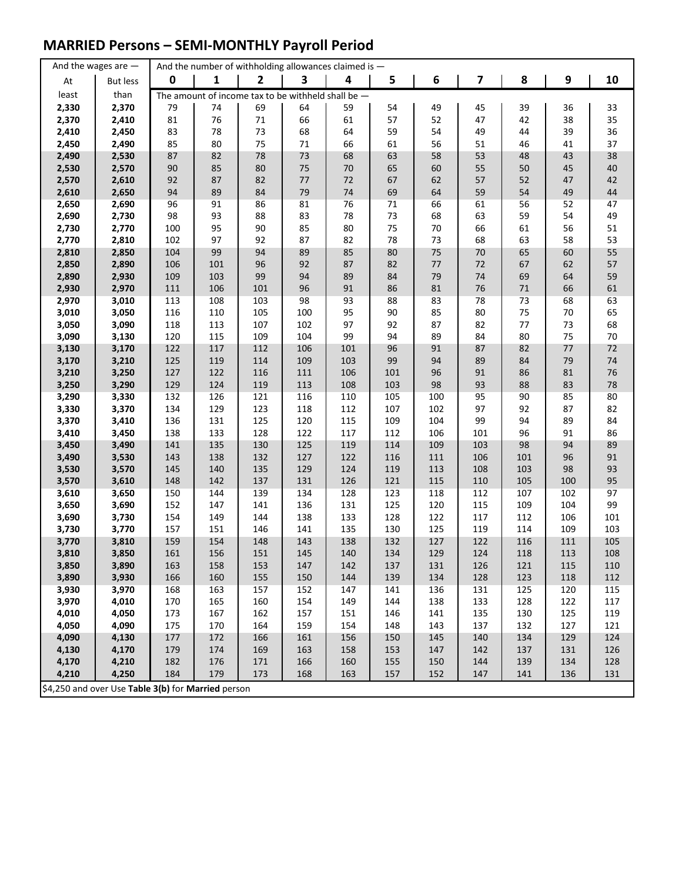## MARRIED Persons – SEMI-MONTHLY Payroll Period

| And the wages are — | | And the number of withholding allowances claimed is — | | | | | | | | | | |
|---|---|---|---|---|---|---|---|---|---|---|---|---|
| At least | But less than | 0 | 1 | 2 | 3 | 4 | 5 | 6 | 7 | 8 | 9 | 10 |
| | | The amount of income tax to be withheld shall be — | | | | | | | | | | |
| 2,330 | 2,370 | 79 | 74 | 69 | 64 | 59 | 54 | 49 | 45 | 39 | 36 | 33 |
| 2,370 | 2,410 | 81 | 76 | 71 | 66 | 61 | 57 | 52 | 47 | 42 | 38 | 35 |
| 2,410 | 2,450 | 83 | 78 | 73 | 68 | 64 | 59 | 54 | 49 | 44 | 39 | 36 |
| 2,450 | 2,490 | 85 | 80 | 75 | 71 | 66 | 61 | 56 | 51 | 46 | 41 | 37 |
| 2,490 | 2,530 | 87 | 82 | 78 | 73 | 68 | 63 | 58 | 53 | 48 | 43 | 38 |
| 2,530 | 2,570 | 90 | 85 | 80 | 75 | 70 | 65 | 60 | 55 | 50 | 45 | 40 |
| 2,570 | 2,610 | 92 | 87 | 82 | 77 | 72 | 67 | 62 | 57 | 52 | 47 | 42 |
| 2,610 | 2,650 | 94 | 89 | 84 | 79 | 74 | 69 | 64 | 59 | 54 | 49 | 44 |
| 2,650 | 2,690 | 96 | 91 | 86 | 81 | 76 | 71 | 66 | 61 | 56 | 52 | 47 |
| 2,690 | 2,730 | 98 | 93 | 88 | 83 | 78 | 73 | 68 | 63 | 59 | 54 | 49 |
| 2,730 | 2,770 | 100 | 95 | 90 | 85 | 80 | 75 | 70 | 66 | 61 | 56 | 51 |
| 2,770 | 2,810 | 102 | 97 | 92 | 87 | 82 | 78 | 73 | 68 | 63 | 58 | 53 |
| 2,810 | 2,850 | 104 | 99 | 94 | 89 | 85 | 80 | 75 | 70 | 65 | 60 | 55 |
| 2,850 | 2,890 | 106 | 101 | 96 | 92 | 87 | 82 | 77 | 72 | 67 | 62 | 57 |
| 2,890 | 2,930 | 109 | 103 | 99 | 94 | 89 | 84 | 79 | 74 | 69 | 64 | 59 |
| 2,930 | 2,970 | 111 | 106 | 101 | 96 | 91 | 86 | 81 | 76 | 71 | 66 | 61 |
| 2,970 | 3,010 | 113 | 108 | 103 | 98 | 93 | 88 | 83 | 78 | 73 | 68 | 63 |
| 3,010 | 3,050 | 116 | 110 | 105 | 100 | 95 | 90 | 85 | 80 | 75 | 70 | 65 |
| 3,050 | 3,090 | 118 | 113 | 107 | 102 | 97 | 92 | 87 | 82 | 77 | 73 | 68 |
| 3,090 | 3,130 | 120 | 115 | 109 | 104 | 99 | 94 | 89 | 84 | 80 | 75 | 70 |
| 3,130 | 3,170 | 122 | 117 | 112 | 106 | 101 | 96 | 91 | 87 | 82 | 77 | 72 |
| 3,170 | 3,210 | 125 | 119 | 114 | 109 | 103 | 99 | 94 | 89 | 84 | 79 | 74 |
| 3,210 | 3,250 | 127 | 122 | 116 | 111 | 106 | 101 | 96 | 91 | 86 | 81 | 76 |
| 3,250 | 3,290 | 129 | 124 | 119 | 113 | 108 | 103 | 98 | 93 | 88 | 83 | 78 |
| 3,290 | 3,330 | 132 | 126 | 121 | 116 | 110 | 105 | 100 | 95 | 90 | 85 | 80 |
| 3,330 | 3,370 | 134 | 129 | 123 | 118 | 112 | 107 | 102 | 97 | 92 | 87 | 82 |
| 3,370 | 3,410 | 136 | 131 | 125 | 120 | 115 | 109 | 104 | 99 | 94 | 89 | 84 |
| 3,410 | 3,450 | 138 | 133 | 128 | 122 | 117 | 112 | 106 | 101 | 96 | 91 | 86 |
| 3,450 | 3,490 | 141 | 135 | 130 | 125 | 119 | 114 | 109 | 103 | 98 | 94 | 89 |
| 3,490 | 3,530 | 143 | 138 | 132 | 127 | 122 | 116 | 111 | 106 | 101 | 96 | 91 |
| 3,530 | 3,570 | 145 | 140 | 135 | 129 | 124 | 119 | 113 | 108 | 103 | 98 | 93 |
| 3,570 | 3,610 | 148 | 142 | 137 | 131 | 126 | 121 | 115 | 110 | 105 | 100 | 95 |
| 3,610 | 3,650 | 150 | 144 | 139 | 134 | 128 | 123 | 118 | 112 | 107 | 102 | 97 |
| 3,650 | 3,690 | 152 | 147 | 141 | 136 | 131 | 125 | 120 | 115 | 109 | 104 | 99 |
| 3,690 | 3,730 | 154 | 149 | 144 | 138 | 133 | 128 | 122 | 117 | 112 | 106 | 101 |
| 3,730 | 3,770 | 157 | 151 | 146 | 141 | 135 | 130 | 125 | 119 | 114 | 109 | 103 |
| 3,770 | 3,810 | 159 | 154 | 148 | 143 | 138 | 132 | 127 | 122 | 116 | 111 | 105 |
| 3,810 | 3,850 | 161 | 156 | 151 | 145 | 140 | 134 | 129 | 124 | 118 | 113 | 108 |
| 3,850 | 3,890 | 163 | 158 | 153 | 147 | 142 | 137 | 131 | 126 | 121 | 115 | 110 |
| 3,890 | 3,930 | 166 | 160 | 155 | 150 | 144 | 139 | 134 | 128 | 123 | 118 | 112 |
| 3,930 | 3,970 | 168 | 163 | 157 | 152 | 147 | 141 | 136 | 131 | 125 | 120 | 115 |
| 3,970 | 4,010 | 170 | 165 | 160 | 154 | 149 | 144 | 138 | 133 | 128 | 122 | 117 |
| 4,010 | 4,050 | 173 | 167 | 162 | 157 | 151 | 146 | 141 | 135 | 130 | 125 | 119 |
| 4,050 | 4,090 | 175 | 170 | 164 | 159 | 154 | 148 | 143 | 137 | 132 | 127 | 121 |
| 4,090 | 4,130 | 177 | 172 | 166 | 161 | 156 | 150 | 145 | 140 | 134 | 129 | 124 |
| 4,130 | 4,170 | 179 | 174 | 169 | 163 | 158 | 153 | 147 | 142 | 137 | 131 | 126 |
| 4,170 | 4,210 | 182 | 176 | 171 | 166 | 160 | 155 | 150 | 144 | 139 | 134 | 128 |
| 4,210 | 4,250 | 184 | 179 | 173 | 168 | 163 | 157 | 152 | 147 | 141 | 136 | 131 |

$4,250 and over Use **Table 3(b)** for **Married** person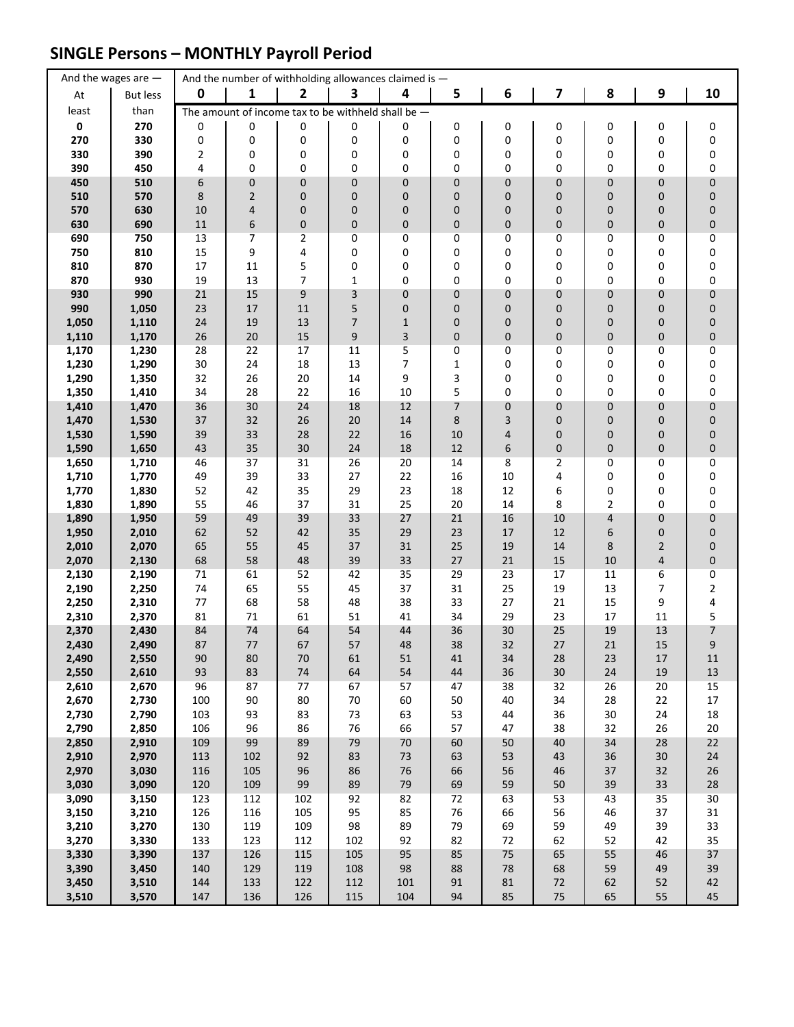## SINGLE Persons – MONTHLY Payroll Period

| And the wages are — | | And the number of withholding allowances claimed is — | | | | | | | | | | |
|---|---|---|---|---|---|---|---|---|---|---|---|---|
| At least | But less than | 0 | 1 | 2 | 3 | 4 | 5 | 6 | 7 | 8 | 9 | 10 |
| | | The amount of income tax to be withheld shall be — | | | | | | | | | | |
| **0** | **270** | 0 | 0 | 0 | 0 | 0 | 0 | 0 | 0 | 0 | 0 | 0 |
| **270** | **330** | 0 | 0 | 0 | 0 | 0 | 0 | 0 | 0 | 0 | 0 | 0 |
| **330** | **390** | 2 | 0 | 0 | 0 | 0 | 0 | 0 | 0 | 0 | 0 | 0 |
| **390** | **450** | 4 | 0 | 0 | 0 | 0 | 0 | 0 | 0 | 0 | 0 | 0 |
| **450** | **510** | 6 | 0 | 0 | 0 | 0 | 0 | 0 | 0 | 0 | 0 | 0 |
| **510** | **570** | 8 | 2 | 0 | 0 | 0 | 0 | 0 | 0 | 0 | 0 | 0 |
| **570** | **630** | 10 | 4 | 0 | 0 | 0 | 0 | 0 | 0 | 0 | 0 | 0 |
| **630** | **690** | 11 | 6 | 0 | 0 | 0 | 0 | 0 | 0 | 0 | 0 | 0 |
| **690** | **750** | 13 | 7 | 2 | 0 | 0 | 0 | 0 | 0 | 0 | 0 | 0 |
| **750** | **810** | 15 | 9 | 4 | 0 | 0 | 0 | 0 | 0 | 0 | 0 | 0 |
| **810** | **870** | 17 | 11 | 5 | 0 | 0 | 0 | 0 | 0 | 0 | 0 | 0 |
| **870** | **930** | 19 | 13 | 7 | 1 | 0 | 0 | 0 | 0 | 0 | 0 | 0 |
| **930** | **990** | 21 | 15 | 9 | 3 | 0 | 0 | 0 | 0 | 0 | 0 | 0 |
| **990** | **1,050** | 23 | 17 | 11 | 5 | 0 | 0 | 0 | 0 | 0 | 0 | 0 |
| **1,050** | **1,110** | 24 | 19 | 13 | 7 | 1 | 0 | 0 | 0 | 0 | 0 | 0 |
| **1,110** | **1,170** | 26 | 20 | 15 | 9 | 3 | 0 | 0 | 0 | 0 | 0 | 0 |
| **1,170** | **1,230** | 28 | 22 | 17 | 11 | 5 | 0 | 0 | 0 | 0 | 0 | 0 |
| **1,230** | **1,290** | 30 | 24 | 18 | 13 | 7 | 1 | 0 | 0 | 0 | 0 | 0 |
| **1,290** | **1,350** | 32 | 26 | 20 | 14 | 9 | 3 | 0 | 0 | 0 | 0 | 0 |
| **1,350** | **1,410** | 34 | 28 | 22 | 16 | 10 | 5 | 0 | 0 | 0 | 0 | 0 |
| **1,410** | **1,470** | 36 | 30 | 24 | 18 | 12 | 7 | 0 | 0 | 0 | 0 | 0 |
| **1,470** | **1,530** | 37 | 32 | 26 | 20 | 14 | 8 | 3 | 0 | 0 | 0 | 0 |
| **1,530** | **1,590** | 39 | 33 | 28 | 22 | 16 | 10 | 4 | 0 | 0 | 0 | 0 |
| **1,590** | **1,650** | 43 | 35 | 30 | 24 | 18 | 12 | 6 | 0 | 0 | 0 | 0 |
| **1,650** | **1,710** | 46 | 37 | 31 | 26 | 20 | 14 | 8 | 2 | 0 | 0 | 0 |
| **1,710** | **1,770** | 49 | 39 | 33 | 27 | 22 | 16 | 10 | 4 | 0 | 0 | 0 |
| **1,770** | **1,830** | 52 | 42 | 35 | 29 | 23 | 18 | 12 | 6 | 0 | 0 | 0 |
| **1,830** | **1,890** | 55 | 46 | 37 | 31 | 25 | 20 | 14 | 8 | 2 | 0 | 0 |
| **1,890** | **1,950** | 59 | 49 | 39 | 33 | 27 | 21 | 16 | 10 | 4 | 0 | 0 |
| **1,950** | **2,010** | 62 | 52 | 42 | 35 | 29 | 23 | 17 | 12 | 6 | 0 | 0 |
| **2,010** | **2,070** | 65 | 55 | 45 | 37 | 31 | 25 | 19 | 14 | 8 | 2 | 0 |
| **2,070** | **2,130** | 68 | 58 | 48 | 39 | 33 | 27 | 21 | 15 | 10 | 4 | 0 |
| **2,130** | **2,190** | 71 | 61 | 52 | 42 | 35 | 29 | 23 | 17 | 11 | 6 | 0 |
| **2,190** | **2,250** | 74 | 65 | 55 | 45 | 37 | 31 | 25 | 19 | 13 | 7 | 2 |
| **2,250** | **2,310** | 77 | 68 | 58 | 48 | 38 | 33 | 27 | 21 | 15 | 9 | 4 |
| **2,310** | **2,370** | 81 | 71 | 61 | 51 | 41 | 34 | 29 | 23 | 17 | 11 | 5 |
| **2,370** | **2,430** | 84 | 74 | 64 | 54 | 44 | 36 | 30 | 25 | 19 | 13 | 7 |
| **2,430** | **2,490** | 87 | 77 | 67 | 57 | 48 | 38 | 32 | 27 | 21 | 15 | 9 |
| **2,490** | **2,550** | 90 | 80 | 70 | 61 | 51 | 41 | 34 | 28 | 23 | 17 | 11 |
| **2,550** | **2,610** | 93 | 83 | 74 | 64 | 54 | 44 | 36 | 30 | 24 | 19 | 13 |
| **2,610** | **2,670** | 96 | 87 | 77 | 67 | 57 | 47 | 38 | 32 | 26 | 20 | 15 |
| **2,670** | **2,730** | 100 | 90 | 80 | 70 | 60 | 50 | 40 | 34 | 28 | 22 | 17 |
| **2,730** | **2,790** | 103 | 93 | 83 | 73 | 63 | 53 | 44 | 36 | 30 | 24 | 18 |
| **2,790** | **2,850** | 106 | 96 | 86 | 76 | 66 | 57 | 47 | 38 | 32 | 26 | 20 |
| **2,850** | **2,910** | 109 | 99 | 89 | 79 | 70 | 60 | 50 | 40 | 34 | 28 | 22 |
| **2,910** | **2,970** | 113 | 102 | 92 | 83 | 73 | 63 | 53 | 43 | 36 | 30 | 24 |
| **2,970** | **3,030** | 116 | 105 | 96 | 86 | 76 | 66 | 56 | 46 | 37 | 32 | 26 |
| **3,030** | **3,090** | 120 | 109 | 99 | 89 | 79 | 69 | 59 | 50 | 39 | 33 | 28 |
| **3,090** | **3,150** | 123 | 112 | 102 | 92 | 82 | 72 | 63 | 53 | 43 | 35 | 30 |
| **3,150** | **3,210** | 126 | 116 | 105 | 95 | 85 | 76 | 66 | 56 | 46 | 37 | 31 |
| **3,210** | **3,270** | 130 | 119 | 109 | 98 | 89 | 79 | 69 | 59 | 49 | 39 | 33 |
| **3,270** | **3,330** | 133 | 123 | 112 | 102 | 92 | 82 | 72 | 62 | 52 | 42 | 35 |
| **3,330** | **3,390** | 137 | 126 | 115 | 105 | 95 | 85 | 75 | 65 | 55 | 46 | 37 |
| **3,390** | **3,450** | 140 | 129 | 119 | 108 | 98 | 88 | 78 | 68 | 59 | 49 | 39 |
| **3,450** | **3,510** | 144 | 133 | 122 | 112 | 101 | 91 | 81 | 72 | 62 | 52 | 42 |
| **3,510** | **3,570** | 147 | 136 | 126 | 115 | 104 | 94 | 85 | 75 | 65 | 55 | 45 |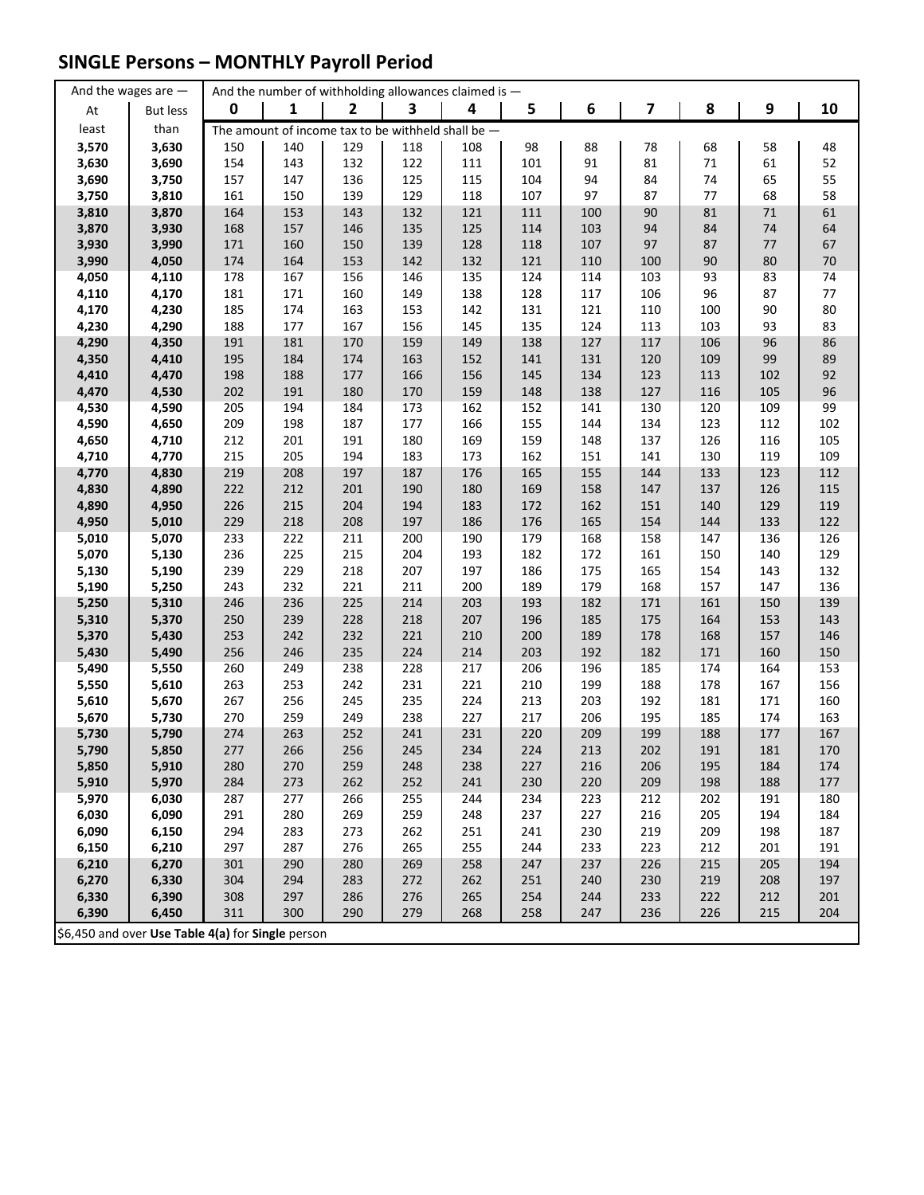## SINGLE Persons – MONTHLY Payroll Period

| And the wages are — | | And the number of withholding allowances claimed is — | | | | | | | | | | |
|---|---|---|---|---|---|---|---|---|---|---|---|---|
| At least | But less than | 0 | 1 | 2 | 3 | 4 | 5 | 6 | 7 | 8 | 9 | 10 |
| | | The amount of income tax to be withheld shall be — | | | | | | | | | | |
| 3,570 | 3,630 | 150 | 140 | 129 | 118 | 108 | 98 | 88 | 78 | 68 | 58 | 48 |
| 3,630 | 3,690 | 154 | 143 | 132 | 122 | 111 | 101 | 91 | 81 | 71 | 61 | 52 |
| 3,690 | 3,750 | 157 | 147 | 136 | 125 | 115 | 104 | 94 | 84 | 74 | 65 | 55 |
| 3,750 | 3,810 | 161 | 150 | 139 | 129 | 118 | 107 | 97 | 87 | 77 | 68 | 58 |
| 3,810 | 3,870 | 164 | 153 | 143 | 132 | 121 | 111 | 100 | 90 | 81 | 71 | 61 |
| 3,870 | 3,930 | 168 | 157 | 146 | 135 | 125 | 114 | 103 | 94 | 84 | 74 | 64 |
| 3,930 | 3,990 | 171 | 160 | 150 | 139 | 128 | 118 | 107 | 97 | 87 | 77 | 67 |
| 3,990 | 4,050 | 174 | 164 | 153 | 142 | 132 | 121 | 110 | 100 | 90 | 80 | 70 |
| 4,050 | 4,110 | 178 | 167 | 156 | 146 | 135 | 124 | 114 | 103 | 93 | 83 | 74 |
| 4,110 | 4,170 | 181 | 171 | 160 | 149 | 138 | 128 | 117 | 106 | 96 | 87 | 77 |
| 4,170 | 4,230 | 185 | 174 | 163 | 153 | 142 | 131 | 121 | 110 | 100 | 90 | 80 |
| 4,230 | 4,290 | 188 | 177 | 167 | 156 | 145 | 135 | 124 | 113 | 103 | 93 | 83 |
| 4,290 | 4,350 | 191 | 181 | 170 | 159 | 149 | 138 | 127 | 117 | 106 | 96 | 86 |
| 4,350 | 4,410 | 195 | 184 | 174 | 163 | 152 | 141 | 131 | 120 | 109 | 99 | 89 |
| 4,410 | 4,470 | 198 | 188 | 177 | 166 | 156 | 145 | 134 | 123 | 113 | 102 | 92 |
| 4,470 | 4,530 | 202 | 191 | 180 | 170 | 159 | 148 | 138 | 127 | 116 | 105 | 96 |
| 4,530 | 4,590 | 205 | 194 | 184 | 173 | 162 | 152 | 141 | 130 | 120 | 109 | 99 |
| 4,590 | 4,650 | 209 | 198 | 187 | 177 | 166 | 155 | 144 | 134 | 123 | 112 | 102 |
| 4,650 | 4,710 | 212 | 201 | 191 | 180 | 169 | 159 | 148 | 137 | 126 | 116 | 105 |
| 4,710 | 4,770 | 215 | 205 | 194 | 183 | 173 | 162 | 151 | 141 | 130 | 119 | 109 |
| 4,770 | 4,830 | 219 | 208 | 197 | 187 | 176 | 165 | 155 | 144 | 133 | 123 | 112 |
| 4,830 | 4,890 | 222 | 212 | 201 | 190 | 180 | 169 | 158 | 147 | 137 | 126 | 115 |
| 4,890 | 4,950 | 226 | 215 | 204 | 194 | 183 | 172 | 162 | 151 | 140 | 129 | 119 |
| 4,950 | 5,010 | 229 | 218 | 208 | 197 | 186 | 176 | 165 | 154 | 144 | 133 | 122 |
| 5,010 | 5,070 | 233 | 222 | 211 | 200 | 190 | 179 | 168 | 158 | 147 | 136 | 126 |
| 5,070 | 5,130 | 236 | 225 | 215 | 204 | 193 | 182 | 172 | 161 | 150 | 140 | 129 |
| 5,130 | 5,190 | 239 | 229 | 218 | 207 | 197 | 186 | 175 | 165 | 154 | 143 | 132 |
| 5,190 | 5,250 | 243 | 232 | 221 | 211 | 200 | 189 | 179 | 168 | 157 | 147 | 136 |
| 5,250 | 5,310 | 246 | 236 | 225 | 214 | 203 | 193 | 182 | 171 | 161 | 150 | 139 |
| 5,310 | 5,370 | 250 | 239 | 228 | 218 | 207 | 196 | 185 | 175 | 164 | 153 | 143 |
| 5,370 | 5,430 | 253 | 242 | 232 | 221 | 210 | 200 | 189 | 178 | 168 | 157 | 146 |
| 5,430 | 5,490 | 256 | 246 | 235 | 224 | 214 | 203 | 192 | 182 | 171 | 160 | 150 |
| 5,490 | 5,550 | 260 | 249 | 238 | 228 | 217 | 206 | 196 | 185 | 174 | 164 | 153 |
| 5,550 | 5,610 | 263 | 253 | 242 | 231 | 221 | 210 | 199 | 188 | 178 | 167 | 156 |
| 5,610 | 5,670 | 267 | 256 | 245 | 235 | 224 | 213 | 203 | 192 | 181 | 171 | 160 |
| 5,670 | 5,730 | 270 | 259 | 249 | 238 | 227 | 217 | 206 | 195 | 185 | 174 | 163 |
| 5,730 | 5,790 | 274 | 263 | 252 | 241 | 231 | 220 | 209 | 199 | 188 | 177 | 167 |
| 5,790 | 5,850 | 277 | 266 | 256 | 245 | 234 | 224 | 213 | 202 | 191 | 181 | 170 |
| 5,850 | 5,910 | 280 | 270 | 259 | 248 | 238 | 227 | 216 | 206 | 195 | 184 | 174 |
| 5,910 | 5,970 | 284 | 273 | 262 | 252 | 241 | 230 | 220 | 209 | 198 | 188 | 177 |
| 5,970 | 6,030 | 287 | 277 | 266 | 255 | 244 | 234 | 223 | 212 | 202 | 191 | 180 |
| 6,030 | 6,090 | 291 | 280 | 269 | 259 | 248 | 237 | 227 | 216 | 205 | 194 | 184 |
| 6,090 | 6,150 | 294 | 283 | 273 | 262 | 251 | 241 | 230 | 219 | 209 | 198 | 187 |
| 6,150 | 6,210 | 297 | 287 | 276 | 265 | 255 | 244 | 233 | 223 | 212 | 201 | 191 |
| 6,210 | 6,270 | 301 | 290 | 280 | 269 | 258 | 247 | 237 | 226 | 215 | 205 | 194 |
| 6,270 | 6,330 | 304 | 294 | 283 | 272 | 262 | 251 | 240 | 230 | 219 | 208 | 197 |
| 6,330 | 6,390 | 308 | 297 | 286 | 276 | 265 | 254 | 244 | 233 | 222 | 212 | 201 |
| 6,390 | 6,450 | 311 | 300 | 290 | 279 | 268 | 258 | 247 | 236 | 226 | 215 | 204 |

$6,450 and over **Use Table 4(a)** for **Single** person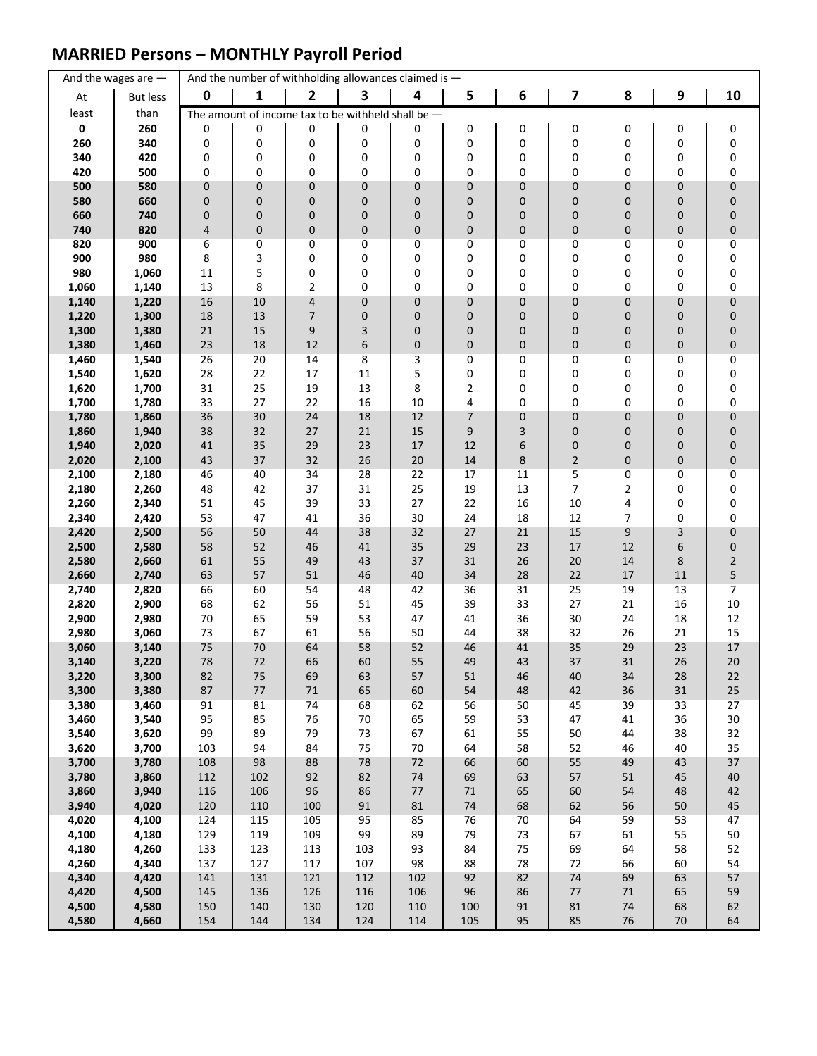## MARRIED Persons – MONTHLY Payroll Period

| And the wages are — | | And the number of withholding allowances claimed is — | | | | | | | | | | |
|---|---|---|---|---|---|---|---|---|---|---|---|---|
| At least | But less than | 0 | 1 | 2 | 3 | 4 | 5 | 6 | 7 | 8 | 9 | 10 |
| | | The amount of income tax to be withheld shall be — | | | | | | | | | | |
| 0 | 260 | 0 | 0 | 0 | 0 | 0 | 0 | 0 | 0 | 0 | 0 | 0 |
| 260 | 340 | 0 | 0 | 0 | 0 | 0 | 0 | 0 | 0 | 0 | 0 | 0 |
| 340 | 420 | 0 | 0 | 0 | 0 | 0 | 0 | 0 | 0 | 0 | 0 | 0 |
| 420 | 500 | 0 | 0 | 0 | 0 | 0 | 0 | 0 | 0 | 0 | 0 | 0 |
| 500 | 580 | 0 | 0 | 0 | 0 | 0 | 0 | 0 | 0 | 0 | 0 | 0 |
| 580 | 660 | 0 | 0 | 0 | 0 | 0 | 0 | 0 | 0 | 0 | 0 | 0 |
| 660 | 740 | 0 | 0 | 0 | 0 | 0 | 0 | 0 | 0 | 0 | 0 | 0 |
| 740 | 820 | 4 | 0 | 0 | 0 | 0 | 0 | 0 | 0 | 0 | 0 | 0 |
| 820 | 900 | 6 | 0 | 0 | 0 | 0 | 0 | 0 | 0 | 0 | 0 | 0 |
| 900 | 980 | 8 | 3 | 0 | 0 | 0 | 0 | 0 | 0 | 0 | 0 | 0 |
| 980 | 1,060 | 11 | 5 | 0 | 0 | 0 | 0 | 0 | 0 | 0 | 0 | 0 |
| 1,060 | 1,140 | 13 | 8 | 2 | 0 | 0 | 0 | 0 | 0 | 0 | 0 | 0 |
| 1,140 | 1,220 | 16 | 10 | 4 | 0 | 0 | 0 | 0 | 0 | 0 | 0 | 0 |
| 1,220 | 1,300 | 18 | 13 | 7 | 0 | 0 | 0 | 0 | 0 | 0 | 0 | 0 |
| 1,300 | 1,380 | 21 | 15 | 9 | 3 | 0 | 0 | 0 | 0 | 0 | 0 | 0 |
| 1,380 | 1,460 | 23 | 18 | 12 | 6 | 0 | 0 | 0 | 0 | 0 | 0 | 0 |
| 1,460 | 1,540 | 26 | 20 | 14 | 8 | 3 | 0 | 0 | 0 | 0 | 0 | 0 |
| 1,540 | 1,620 | 28 | 22 | 17 | 11 | 5 | 0 | 0 | 0 | 0 | 0 | 0 |
| 1,620 | 1,700 | 31 | 25 | 19 | 13 | 8 | 2 | 0 | 0 | 0 | 0 | 0 |
| 1,700 | 1,780 | 33 | 27 | 22 | 16 | 10 | 4 | 0 | 0 | 0 | 0 | 0 |
| 1,780 | 1,860 | 36 | 30 | 24 | 18 | 12 | 7 | 0 | 0 | 0 | 0 | 0 |
| 1,860 | 1,940 | 38 | 32 | 27 | 21 | 15 | 9 | 3 | 0 | 0 | 0 | 0 |
| 1,940 | 2,020 | 41 | 35 | 29 | 23 | 17 | 12 | 6 | 0 | 0 | 0 | 0 |
| 2,020 | 2,100 | 43 | 37 | 32 | 26 | 20 | 14 | 8 | 2 | 0 | 0 | 0 |
| 2,100 | 2,180 | 46 | 40 | 34 | 28 | 22 | 17 | 11 | 5 | 0 | 0 | 0 |
| 2,180 | 2,260 | 48 | 42 | 37 | 31 | 25 | 19 | 13 | 7 | 2 | 0 | 0 |
| 2,260 | 2,340 | 51 | 45 | 39 | 33 | 27 | 22 | 16 | 10 | 4 | 0 | 0 |
| 2,340 | 2,420 | 53 | 47 | 41 | 36 | 30 | 24 | 18 | 12 | 7 | 0 | 0 |
| 2,420 | 2,500 | 56 | 50 | 44 | 38 | 32 | 27 | 21 | 15 | 9 | 3 | 0 |
| 2,500 | 2,580 | 58 | 52 | 46 | 41 | 35 | 29 | 23 | 17 | 12 | 6 | 0 |
| 2,580 | 2,660 | 61 | 55 | 49 | 43 | 37 | 31 | 26 | 20 | 14 | 8 | 2 |
| 2,660 | 2,740 | 63 | 57 | 51 | 46 | 40 | 34 | 28 | 22 | 17 | 11 | 5 |
| 2,740 | 2,820 | 66 | 60 | 54 | 48 | 42 | 36 | 31 | 25 | 19 | 13 | 7 |
| 2,820 | 2,900 | 68 | 62 | 56 | 51 | 45 | 39 | 33 | 27 | 21 | 16 | 10 |
| 2,900 | 2,980 | 70 | 65 | 59 | 53 | 47 | 41 | 36 | 30 | 24 | 18 | 12 |
| 2,980 | 3,060 | 73 | 67 | 61 | 56 | 50 | 44 | 38 | 32 | 26 | 21 | 15 |
| 3,060 | 3,140 | 75 | 70 | 64 | 58 | 52 | 46 | 41 | 35 | 29 | 23 | 17 |
| 3,140 | 3,220 | 78 | 72 | 66 | 60 | 55 | 49 | 43 | 37 | 31 | 26 | 20 |
| 3,220 | 3,300 | 82 | 75 | 69 | 63 | 57 | 51 | 46 | 40 | 34 | 28 | 22 |
| 3,300 | 3,380 | 87 | 77 | 71 | 65 | 60 | 54 | 48 | 42 | 36 | 31 | 25 |
| 3,380 | 3,460 | 91 | 81 | 74 | 68 | 62 | 56 | 50 | 45 | 39 | 33 | 27 |
| 3,460 | 3,540 | 95 | 85 | 76 | 70 | 65 | 59 | 53 | 47 | 41 | 36 | 30 |
| 3,540 | 3,620 | 99 | 89 | 79 | 73 | 67 | 61 | 55 | 50 | 44 | 38 | 32 |
| 3,620 | 3,700 | 103 | 94 | 84 | 75 | 70 | 64 | 58 | 52 | 46 | 40 | 35 |
| 3,700 | 3,780 | 108 | 98 | 88 | 78 | 72 | 66 | 60 | 55 | 49 | 43 | 37 |
| 3,780 | 3,860 | 112 | 102 | 92 | 82 | 74 | 69 | 63 | 57 | 51 | 45 | 40 |
| 3,860 | 3,940 | 116 | 106 | 96 | 86 | 77 | 71 | 65 | 60 | 54 | 48 | 42 |
| 3,940 | 4,020 | 120 | 110 | 100 | 91 | 81 | 74 | 68 | 62 | 56 | 50 | 45 |
| 4,020 | 4,100 | 124 | 115 | 105 | 95 | 85 | 76 | 70 | 64 | 59 | 53 | 47 |
| 4,100 | 4,180 | 129 | 119 | 109 | 99 | 89 | 79 | 73 | 67 | 61 | 55 | 50 |
| 4,180 | 4,260 | 133 | 123 | 113 | 103 | 93 | 84 | 75 | 69 | 64 | 58 | 52 |
| 4,260 | 4,340 | 137 | 127 | 117 | 107 | 98 | 88 | 78 | 72 | 66 | 60 | 54 |
| 4,340 | 4,420 | 141 | 131 | 121 | 112 | 102 | 92 | 82 | 74 | 69 | 63 | 57 |
| 4,420 | 4,500 | 145 | 136 | 126 | 116 | 106 | 96 | 86 | 77 | 71 | 65 | 59 |
| 4,500 | 4,580 | 150 | 140 | 130 | 120 | 110 | 100 | 91 | 81 | 74 | 68 | 62 |
| 4,580 | 4,660 | 154 | 144 | 134 | 124 | 114 | 105 | 95 | 85 | 76 | 70 | 64 |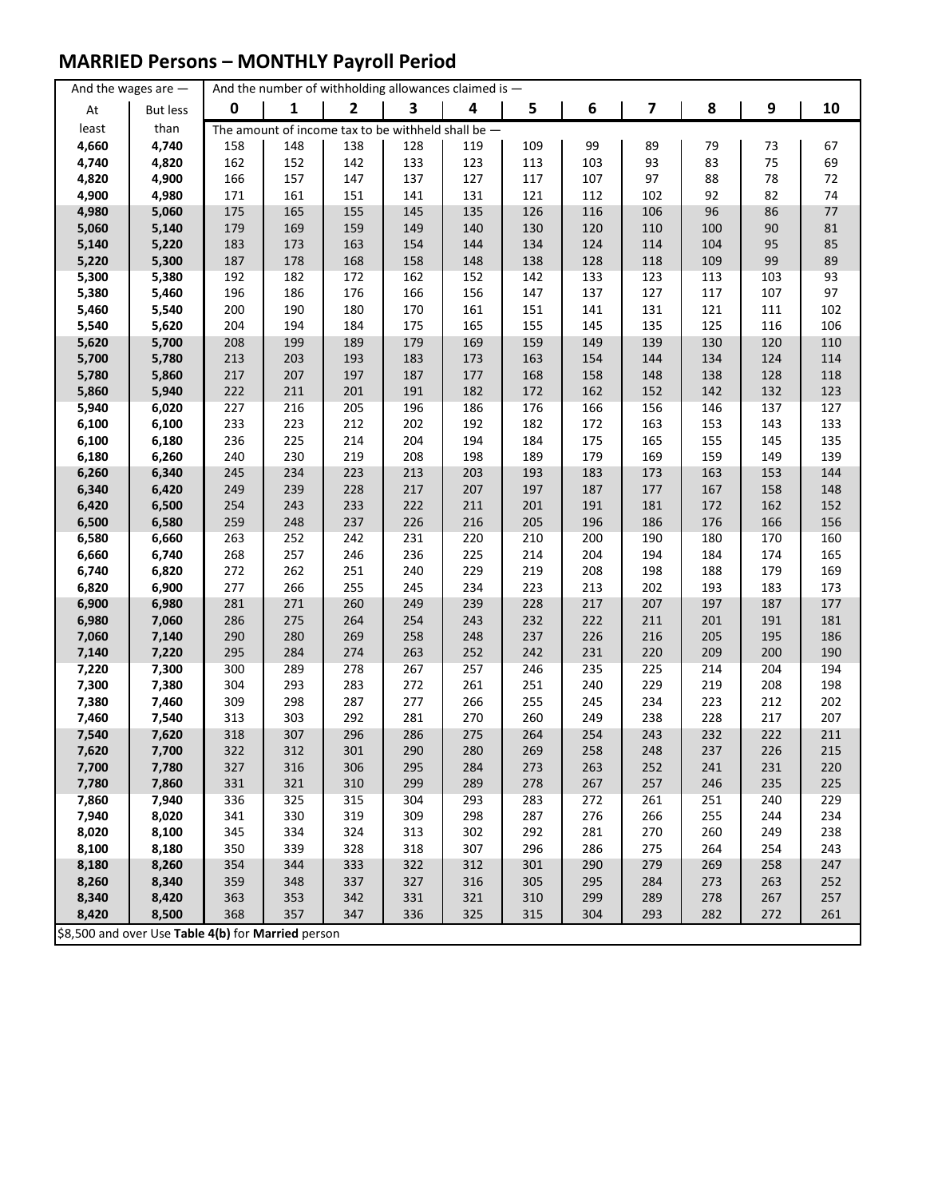## MARRIED Persons – MONTHLY Payroll Period

| And the wages are — | | And the number of withholding allowances claimed is — | | | | | | | | | | |
|---|---|---|---|---|---|---|---|---|---|---|---|---|
| At least | But less than | 0 | 1 | 2 | 3 | 4 | 5 | 6 | 7 | 8 | 9 | 10 |
| | | The amount of income tax to be withheld shall be — | | | | | | | | | | |
| 4,660 | 4,740 | 158 | 148 | 138 | 128 | 119 | 109 | 99 | 89 | 79 | 73 | 67 |
| 4,740 | 4,820 | 162 | 152 | 142 | 133 | 123 | 113 | 103 | 93 | 83 | 75 | 69 |
| 4,820 | 4,900 | 166 | 157 | 147 | 137 | 127 | 117 | 107 | 97 | 88 | 78 | 72 |
| 4,900 | 4,980 | 171 | 161 | 151 | 141 | 131 | 121 | 112 | 102 | 92 | 82 | 74 |
| 4,980 | 5,060 | 175 | 165 | 155 | 145 | 135 | 126 | 116 | 106 | 96 | 86 | 77 |
| 5,060 | 5,140 | 179 | 169 | 159 | 149 | 140 | 130 | 120 | 110 | 100 | 90 | 81 |
| 5,140 | 5,220 | 183 | 173 | 163 | 154 | 144 | 134 | 124 | 114 | 104 | 95 | 85 |
| 5,220 | 5,300 | 187 | 178 | 168 | 158 | 148 | 138 | 128 | 118 | 109 | 99 | 89 |
| 5,300 | 5,380 | 192 | 182 | 172 | 162 | 152 | 142 | 133 | 123 | 113 | 103 | 93 |
| 5,380 | 5,460 | 196 | 186 | 176 | 166 | 156 | 147 | 137 | 127 | 117 | 107 | 97 |
| 5,460 | 5,540 | 200 | 190 | 180 | 170 | 161 | 151 | 141 | 131 | 121 | 111 | 102 |
| 5,540 | 5,620 | 204 | 194 | 184 | 175 | 165 | 155 | 145 | 135 | 125 | 116 | 106 |
| 5,620 | 5,700 | 208 | 199 | 189 | 179 | 169 | 159 | 149 | 139 | 130 | 120 | 110 |
| 5,700 | 5,780 | 213 | 203 | 193 | 183 | 173 | 163 | 154 | 144 | 134 | 124 | 114 |
| 5,780 | 5,860 | 217 | 207 | 197 | 187 | 177 | 168 | 158 | 148 | 138 | 128 | 118 |
| 5,860 | 5,940 | 222 | 211 | 201 | 191 | 182 | 172 | 162 | 152 | 142 | 132 | 123 |
| 5,940 | 6,020 | 227 | 216 | 205 | 196 | 186 | 176 | 166 | 156 | 146 | 137 | 127 |
| 6,100 | 6,100 | 233 | 223 | 212 | 202 | 192 | 182 | 172 | 163 | 153 | 143 | 133 |
| 6,100 | 6,180 | 236 | 225 | 214 | 204 | 194 | 184 | 175 | 165 | 155 | 145 | 135 |
| 6,180 | 6,260 | 240 | 230 | 219 | 208 | 198 | 189 | 179 | 169 | 159 | 149 | 139 |
| 6,260 | 6,340 | 245 | 234 | 223 | 213 | 203 | 193 | 183 | 173 | 163 | 153 | 144 |
| 6,340 | 6,420 | 249 | 239 | 228 | 217 | 207 | 197 | 187 | 177 | 167 | 158 | 148 |
| 6,420 | 6,500 | 254 | 243 | 233 | 222 | 211 | 201 | 191 | 181 | 172 | 162 | 152 |
| 6,500 | 6,580 | 259 | 248 | 237 | 226 | 216 | 205 | 196 | 186 | 176 | 166 | 156 |
| 6,580 | 6,660 | 263 | 252 | 242 | 231 | 220 | 210 | 200 | 190 | 180 | 170 | 160 |
| 6,660 | 6,740 | 268 | 257 | 246 | 236 | 225 | 214 | 204 | 194 | 184 | 174 | 165 |
| 6,740 | 6,820 | 272 | 262 | 251 | 240 | 229 | 219 | 208 | 198 | 188 | 179 | 169 |
| 6,820 | 6,900 | 277 | 266 | 255 | 245 | 234 | 223 | 213 | 202 | 193 | 183 | 173 |
| 6,900 | 6,980 | 281 | 271 | 260 | 249 | 239 | 228 | 217 | 207 | 197 | 187 | 177 |
| 6,980 | 7,060 | 286 | 275 | 264 | 254 | 243 | 232 | 222 | 211 | 201 | 191 | 181 |
| 7,060 | 7,140 | 290 | 280 | 269 | 258 | 248 | 237 | 226 | 216 | 205 | 195 | 186 |
| 7,140 | 7,220 | 295 | 284 | 274 | 263 | 252 | 242 | 231 | 220 | 209 | 200 | 190 |
| 7,220 | 7,300 | 300 | 289 | 278 | 267 | 257 | 246 | 235 | 225 | 214 | 204 | 194 |
| 7,300 | 7,380 | 304 | 293 | 283 | 272 | 261 | 251 | 240 | 229 | 219 | 208 | 198 |
| 7,380 | 7,460 | 309 | 298 | 287 | 277 | 266 | 255 | 245 | 234 | 223 | 212 | 202 |
| 7,460 | 7,540 | 313 | 303 | 292 | 281 | 270 | 260 | 249 | 238 | 228 | 217 | 207 |
| 7,540 | 7,620 | 318 | 307 | 296 | 286 | 275 | 264 | 254 | 243 | 232 | 222 | 211 |
| 7,620 | 7,700 | 322 | 312 | 301 | 290 | 280 | 269 | 258 | 248 | 237 | 226 | 215 |
| 7,700 | 7,780 | 327 | 316 | 306 | 295 | 284 | 273 | 263 | 252 | 241 | 231 | 220 |
| 7,780 | 7,860 | 331 | 321 | 310 | 299 | 289 | 278 | 267 | 257 | 246 | 235 | 225 |
| 7,860 | 7,940 | 336 | 325 | 315 | 304 | 293 | 283 | 272 | 261 | 251 | 240 | 229 |
| 7,940 | 8,020 | 341 | 330 | 319 | 309 | 298 | 287 | 276 | 266 | 255 | 244 | 234 |
| 8,020 | 8,100 | 345 | 334 | 324 | 313 | 302 | 292 | 281 | 270 | 260 | 249 | 238 |
| 8,100 | 8,180 | 350 | 339 | 328 | 318 | 307 | 296 | 286 | 275 | 264 | 254 | 243 |
| 8,180 | 8,260 | 354 | 344 | 333 | 322 | 312 | 301 | 290 | 279 | 269 | 258 | 247 |
| 8,260 | 8,340 | 359 | 348 | 337 | 327 | 316 | 305 | 295 | 284 | 273 | 263 | 252 |
| 8,340 | 8,420 | 363 | 353 | 342 | 331 | 321 | 310 | 299 | 289 | 278 | 267 | 257 |
| 8,420 | 8,500 | 368 | 357 | 347 | 336 | 325 | 315 | 304 | 293 | 282 | 272 | 261 |

$8,500 and over Use **Table 4(b)** for **Married** person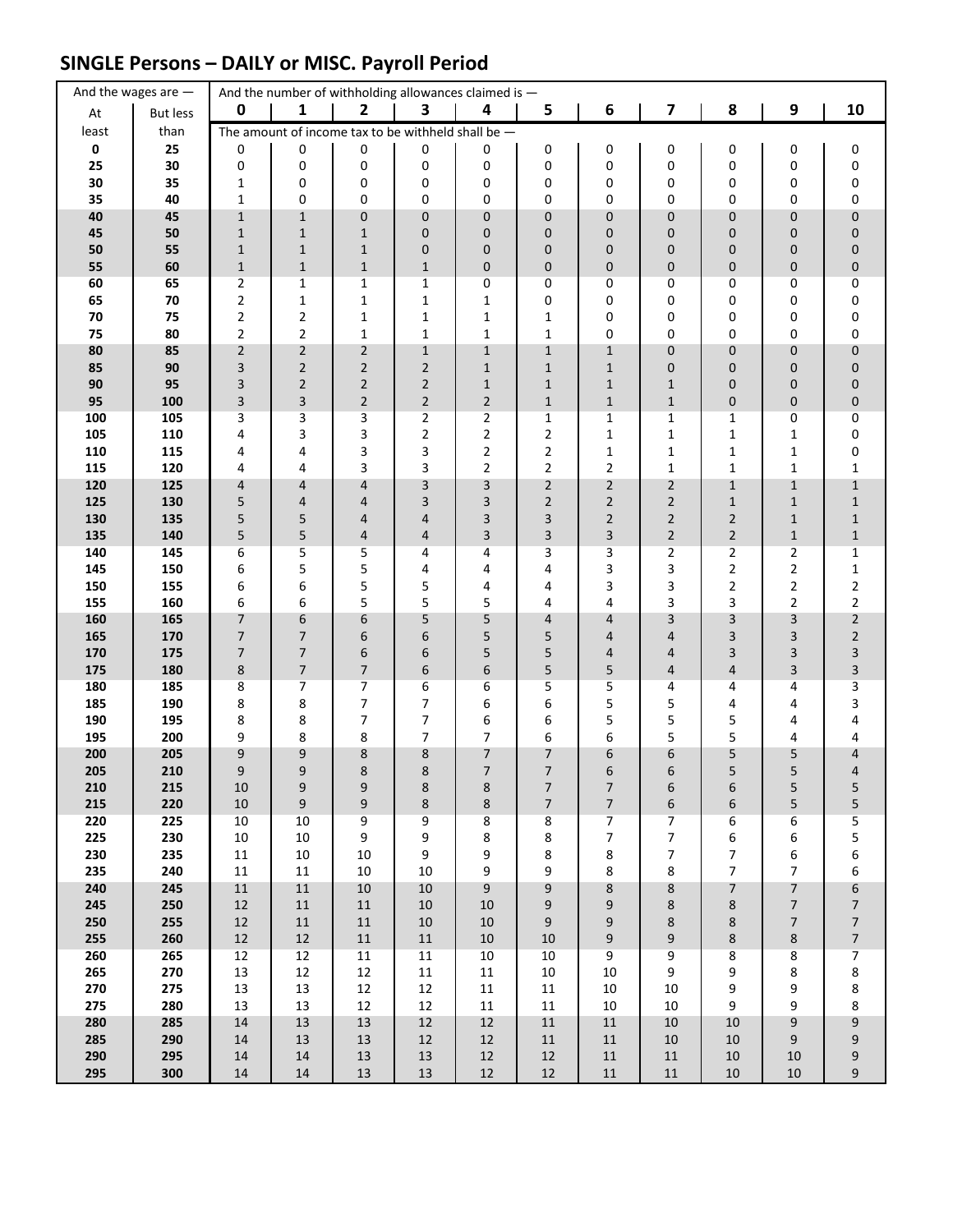## SINGLE Persons – DAILY or MISC. Payroll Period

| And the wages are — | | And the number of withholding allowances claimed is — | | | | | | | | | | |
|---|---|---|---|---|---|---|---|---|---|---|---|---|
| At least | But less than | 0 | 1 | 2 | 3 | 4 | 5 | 6 | 7 | 8 | 9 | 10 |
| | | The amount of income tax to be withheld shall be — | | | | | | | | | | |
| 0 | 25 | 0 | 0 | 0 | 0 | 0 | 0 | 0 | 0 | 0 | 0 | 0 |
| 25 | 30 | 0 | 0 | 0 | 0 | 0 | 0 | 0 | 0 | 0 | 0 | 0 |
| 30 | 35 | 1 | 0 | 0 | 0 | 0 | 0 | 0 | 0 | 0 | 0 | 0 |
| 35 | 40 | 1 | 0 | 0 | 0 | 0 | 0 | 0 | 0 | 0 | 0 | 0 |
| 40 | 45 | 1 | 1 | 0 | 0 | 0 | 0 | 0 | 0 | 0 | 0 | 0 |
| 45 | 50 | 1 | 1 | 1 | 0 | 0 | 0 | 0 | 0 | 0 | 0 | 0 |
| 50 | 55 | 1 | 1 | 1 | 0 | 0 | 0 | 0 | 0 | 0 | 0 | 0 |
| 55 | 60 | 1 | 1 | 1 | 1 | 0 | 0 | 0 | 0 | 0 | 0 | 0 |
| 60 | 65 | 2 | 1 | 1 | 1 | 0 | 0 | 0 | 0 | 0 | 0 | 0 |
| 65 | 70 | 2 | 1 | 1 | 1 | 1 | 0 | 0 | 0 | 0 | 0 | 0 |
| 70 | 75 | 2 | 2 | 1 | 1 | 1 | 1 | 0 | 0 | 0 | 0 | 0 |
| 75 | 80 | 2 | 2 | 1 | 1 | 1 | 1 | 0 | 0 | 0 | 0 | 0 |
| 80 | 85 | 2 | 2 | 2 | 1 | 1 | 1 | 1 | 0 | 0 | 0 | 0 |
| 85 | 90 | 3 | 2 | 2 | 2 | 1 | 1 | 1 | 0 | 0 | 0 | 0 |
| 90 | 95 | 3 | 2 | 2 | 2 | 1 | 1 | 1 | 1 | 0 | 0 | 0 |
| 95 | 100 | 3 | 3 | 2 | 2 | 2 | 1 | 1 | 1 | 0 | 0 | 0 |
| 100 | 105 | 3 | 3 | 3 | 2 | 2 | 1 | 1 | 1 | 1 | 0 | 0 |
| 105 | 110 | 4 | 3 | 3 | 2 | 2 | 2 | 1 | 1 | 1 | 1 | 0 |
| 110 | 115 | 4 | 4 | 3 | 3 | 2 | 2 | 1 | 1 | 1 | 1 | 0 |
| 115 | 120 | 4 | 4 | 3 | 3 | 2 | 2 | 2 | 1 | 1 | 1 | 1 |
| 120 | 125 | 4 | 4 | 4 | 3 | 3 | 2 | 2 | 2 | 1 | 1 | 1 |
| 125 | 130 | 5 | 4 | 4 | 3 | 3 | 2 | 2 | 2 | 1 | 1 | 1 |
| 130 | 135 | 5 | 5 | 4 | 4 | 3 | 3 | 2 | 2 | 2 | 1 | 1 |
| 135 | 140 | 5 | 5 | 4 | 4 | 3 | 3 | 3 | 2 | 2 | 1 | 1 |
| 140 | 145 | 6 | 5 | 5 | 4 | 4 | 3 | 3 | 2 | 2 | 2 | 1 |
| 145 | 150 | 6 | 5 | 5 | 4 | 4 | 4 | 3 | 3 | 2 | 2 | 1 |
| 150 | 155 | 6 | 6 | 5 | 5 | 4 | 4 | 3 | 3 | 2 | 2 | 2 |
| 155 | 160 | 6 | 6 | 5 | 5 | 5 | 4 | 4 | 3 | 3 | 2 | 2 |
| 160 | 165 | 7 | 6 | 6 | 5 | 5 | 4 | 4 | 3 | 3 | 3 | 2 |
| 165 | 170 | 7 | 7 | 6 | 6 | 5 | 5 | 4 | 4 | 3 | 3 | 2 |
| 170 | 175 | 7 | 7 | 6 | 6 | 5 | 5 | 4 | 4 | 3 | 3 | 3 |
| 175 | 180 | 8 | 7 | 7 | 6 | 6 | 5 | 5 | 4 | 4 | 3 | 3 |
| 180 | 185 | 8 | 7 | 7 | 6 | 6 | 5 | 5 | 4 | 4 | 4 | 3 |
| 185 | 190 | 8 | 8 | 7 | 7 | 6 | 6 | 5 | 5 | 4 | 4 | 3 |
| 190 | 195 | 8 | 8 | 7 | 7 | 6 | 6 | 5 | 5 | 5 | 4 | 4 |
| 195 | 200 | 9 | 8 | 8 | 7 | 7 | 6 | 6 | 5 | 5 | 4 | 4 |
| 200 | 205 | 9 | 9 | 8 | 8 | 7 | 7 | 6 | 6 | 5 | 5 | 4 |
| 205 | 210 | 9 | 9 | 8 | 8 | 7 | 7 | 6 | 6 | 5 | 5 | 4 |
| 210 | 215 | 10 | 9 | 9 | 8 | 8 | 7 | 7 | 6 | 6 | 5 | 5 |
| 215 | 220 | 10 | 9 | 9 | 8 | 8 | 7 | 7 | 6 | 6 | 5 | 5 |
| 220 | 225 | 10 | 10 | 9 | 9 | 8 | 8 | 7 | 7 | 6 | 6 | 5 |
| 225 | 230 | 10 | 10 | 9 | 9 | 8 | 8 | 7 | 7 | 6 | 6 | 5 |
| 230 | 235 | 11 | 10 | 10 | 9 | 9 | 8 | 8 | 7 | 7 | 6 | 6 |
| 235 | 240 | 11 | 11 | 10 | 10 | 9 | 9 | 8 | 8 | 7 | 7 | 6 |
| 240 | 245 | 11 | 11 | 10 | 10 | 9 | 9 | 8 | 8 | 7 | 7 | 6 |
| 245 | 250 | 12 | 11 | 11 | 10 | 10 | 9 | 9 | 8 | 8 | 7 | 7 |
| 250 | 255 | 12 | 11 | 11 | 10 | 10 | 9 | 9 | 8 | 8 | 7 | 7 |
| 255 | 260 | 12 | 12 | 11 | 11 | 10 | 10 | 9 | 9 | 8 | 8 | 7 |
| 260 | 265 | 12 | 12 | 11 | 11 | 10 | 10 | 9 | 9 | 8 | 8 | 7 |
| 265 | 270 | 13 | 12 | 12 | 11 | 11 | 10 | 10 | 9 | 9 | 8 | 8 |
| 270 | 275 | 13 | 13 | 12 | 12 | 11 | 11 | 10 | 10 | 9 | 9 | 8 |
| 275 | 280 | 13 | 13 | 12 | 12 | 11 | 11 | 10 | 10 | 9 | 9 | 8 |
| 280 | 285 | 14 | 13 | 13 | 12 | 12 | 11 | 11 | 10 | 10 | 9 | 9 |
| 285 | 290 | 14 | 13 | 13 | 12 | 12 | 11 | 11 | 10 | 10 | 9 | 9 |
| 290 | 295 | 14 | 14 | 13 | 13 | 12 | 12 | 11 | 11 | 10 | 10 | 9 |
| 295 | 300 | 14 | 14 | 13 | 13 | 12 | 12 | 11 | 11 | 10 | 10 | 9 |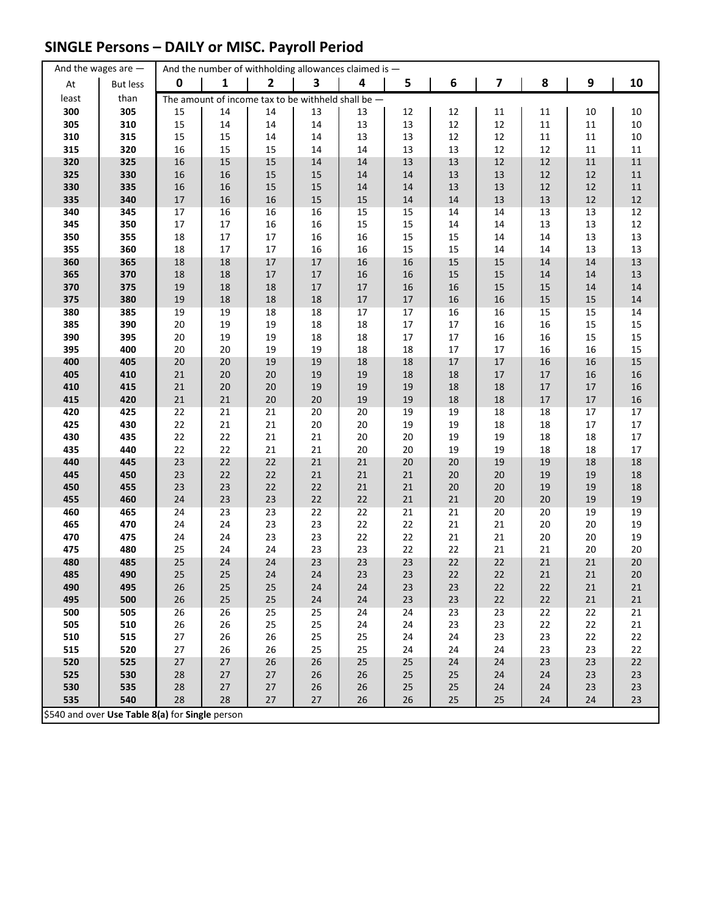## SINGLE Persons – DAILY or MISC. Payroll Period

| And the wages are — | | And the number of withholding allowances claimed is — | | | | | | | | | | |
|---|---|---|---|---|---|---|---|---|---|---|---|---|
| At | But less | 0 | 1 | 2 | 3 | 4 | 5 | 6 | 7 | 8 | 9 | 10 |
| least | than | The amount of income tax to be withheld shall be — | | | | | | | | | | |
| 300 | 305 | 15 | 14 | 14 | 13 | 13 | 12 | 12 | 11 | 11 | 10 | 10 |
| 305 | 310 | 15 | 14 | 14 | 14 | 13 | 13 | 12 | 12 | 11 | 11 | 10 |
| 310 | 315 | 15 | 15 | 14 | 14 | 13 | 13 | 12 | 12 | 11 | 11 | 10 |
| 315 | 320 | 16 | 15 | 15 | 14 | 14 | 13 | 13 | 12 | 12 | 11 | 11 |
| 320 | 325 | 16 | 15 | 15 | 14 | 14 | 13 | 13 | 12 | 12 | 11 | 11 |
| 325 | 330 | 16 | 16 | 15 | 15 | 14 | 14 | 13 | 13 | 12 | 12 | 11 |
| 330 | 335 | 16 | 16 | 15 | 15 | 14 | 14 | 13 | 13 | 12 | 12 | 11 |
| 335 | 340 | 17 | 16 | 16 | 15 | 15 | 14 | 14 | 13 | 13 | 12 | 12 |
| 340 | 345 | 17 | 16 | 16 | 16 | 15 | 15 | 14 | 14 | 13 | 13 | 12 |
| 345 | 350 | 17 | 17 | 16 | 16 | 15 | 15 | 14 | 14 | 13 | 13 | 12 |
| 350 | 355 | 18 | 17 | 17 | 16 | 16 | 15 | 15 | 14 | 14 | 13 | 13 |
| 355 | 360 | 18 | 17 | 17 | 16 | 16 | 15 | 15 | 14 | 14 | 13 | 13 |
| 360 | 365 | 18 | 18 | 17 | 17 | 16 | 16 | 15 | 15 | 14 | 14 | 13 |
| 365 | 370 | 18 | 18 | 18 | 17 | 16 | 16 | 15 | 15 | 14 | 14 | 13 |
| 370 | 375 | 19 | 18 | 18 | 17 | 17 | 16 | 16 | 15 | 15 | 14 | 14 |
| 375 | 380 | 19 | 18 | 18 | 18 | 17 | 17 | 16 | 16 | 15 | 15 | 14 |
| 380 | 385 | 19 | 19 | 18 | 18 | 17 | 17 | 16 | 16 | 15 | 15 | 14 |
| 385 | 390 | 20 | 19 | 19 | 18 | 18 | 17 | 17 | 16 | 16 | 15 | 15 |
| 390 | 395 | 20 | 19 | 19 | 18 | 18 | 17 | 17 | 16 | 16 | 15 | 15 |
| 395 | 400 | 20 | 20 | 19 | 19 | 18 | 18 | 17 | 17 | 16 | 16 | 15 |
| 400 | 405 | 20 | 20 | 19 | 19 | 18 | 18 | 17 | 17 | 16 | 16 | 15 |
| 405 | 410 | 21 | 20 | 20 | 19 | 19 | 18 | 18 | 17 | 17 | 16 | 16 |
| 410 | 415 | 21 | 20 | 20 | 19 | 19 | 19 | 18 | 18 | 17 | 17 | 16 |
| 415 | 420 | 21 | 21 | 20 | 20 | 19 | 19 | 18 | 18 | 17 | 17 | 16 |
| 420 | 425 | 22 | 21 | 21 | 20 | 20 | 19 | 19 | 18 | 18 | 17 | 17 |
| 425 | 430 | 22 | 21 | 21 | 20 | 20 | 19 | 19 | 18 | 18 | 17 | 17 |
| 430 | 435 | 22 | 22 | 21 | 21 | 20 | 20 | 19 | 19 | 18 | 18 | 17 |
| 435 | 440 | 22 | 22 | 21 | 21 | 20 | 20 | 19 | 19 | 18 | 18 | 17 |
| 440 | 445 | 23 | 22 | 22 | 21 | 21 | 20 | 20 | 19 | 19 | 18 | 18 |
| 445 | 450 | 23 | 22 | 22 | 21 | 21 | 21 | 20 | 20 | 19 | 19 | 18 |
| 450 | 455 | 23 | 23 | 22 | 22 | 21 | 21 | 20 | 20 | 19 | 19 | 18 |
| 455 | 460 | 24 | 23 | 23 | 22 | 22 | 21 | 21 | 20 | 20 | 19 | 19 |
| 460 | 465 | 24 | 23 | 23 | 22 | 22 | 21 | 21 | 20 | 20 | 19 | 19 |
| 465 | 470 | 24 | 24 | 23 | 23 | 22 | 22 | 21 | 21 | 20 | 20 | 19 |
| 470 | 475 | 24 | 24 | 23 | 23 | 22 | 22 | 21 | 21 | 20 | 20 | 19 |
| 475 | 480 | 25 | 24 | 24 | 23 | 23 | 22 | 22 | 21 | 21 | 20 | 20 |
| 480 | 485 | 25 | 24 | 24 | 23 | 23 | 23 | 22 | 22 | 21 | 21 | 20 |
| 485 | 490 | 25 | 25 | 24 | 24 | 23 | 23 | 22 | 22 | 21 | 21 | 20 |
| 490 | 495 | 26 | 25 | 25 | 24 | 24 | 23 | 23 | 22 | 22 | 21 | 21 |
| 495 | 500 | 26 | 25 | 25 | 24 | 24 | 23 | 23 | 22 | 22 | 21 | 21 |
| 500 | 505 | 26 | 26 | 25 | 25 | 24 | 24 | 23 | 23 | 22 | 22 | 21 |
| 505 | 510 | 26 | 26 | 25 | 25 | 24 | 24 | 23 | 23 | 22 | 22 | 21 |
| 510 | 515 | 27 | 26 | 26 | 25 | 25 | 24 | 24 | 23 | 23 | 22 | 22 |
| 515 | 520 | 27 | 26 | 26 | 25 | 25 | 24 | 24 | 24 | 23 | 23 | 22 |
| 520 | 525 | 27 | 27 | 26 | 26 | 25 | 25 | 24 | 24 | 23 | 23 | 22 |
| 525 | 530 | 28 | 27 | 27 | 26 | 26 | 25 | 25 | 24 | 24 | 23 | 23 |
| 530 | 535 | 28 | 27 | 27 | 26 | 26 | 25 | 25 | 24 | 24 | 23 | 23 |
| 535 | 540 | 28 | 28 | 27 | 27 | 26 | 26 | 25 | 25 | 24 | 24 | 23 |

$540 and over **Use Table 8(a)** for **Single** person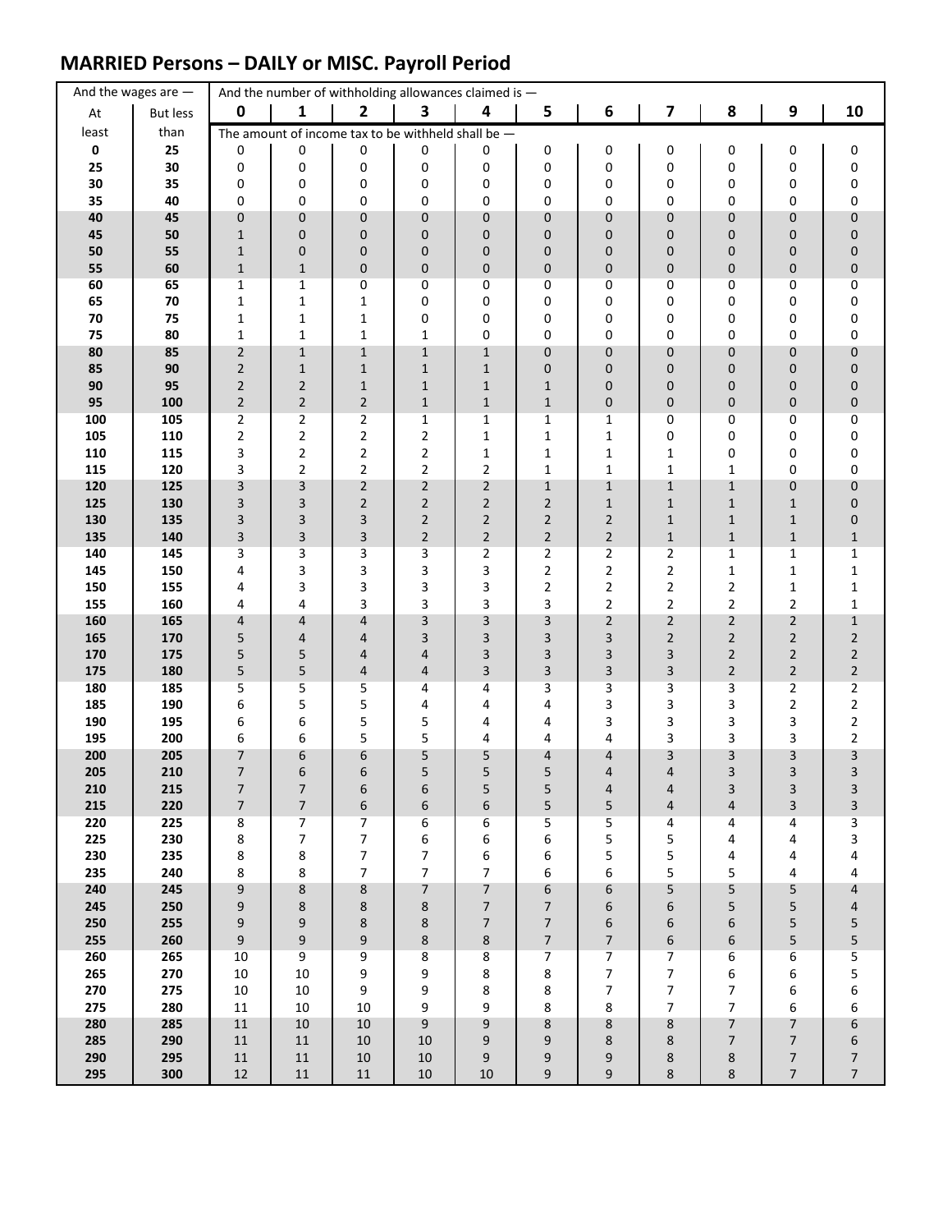## MARRIED Persons – DAILY or MISC. Payroll Period

| And the wages are — | | And the number of withholding allowances claimed is — | | | | | | | | | | |
|---|---|---|---|---|---|---|---|---|---|---|---|---|
| At least | But less than | 0 | 1 | 2 | 3 | 4 | 5 | 6 | 7 | 8 | 9 | 10 |
| | | The amount of income tax to be withheld shall be — | | | | | | | | | | |
| 0 | 25 | 0 | 0 | 0 | 0 | 0 | 0 | 0 | 0 | 0 | 0 | 0 |
| 25 | 30 | 0 | 0 | 0 | 0 | 0 | 0 | 0 | 0 | 0 | 0 | 0 |
| 30 | 35 | 0 | 0 | 0 | 0 | 0 | 0 | 0 | 0 | 0 | 0 | 0 |
| 35 | 40 | 0 | 0 | 0 | 0 | 0 | 0 | 0 | 0 | 0 | 0 | 0 |
| 40 | 45 | 0 | 0 | 0 | 0 | 0 | 0 | 0 | 0 | 0 | 0 | 0 |
| 45 | 50 | 1 | 0 | 0 | 0 | 0 | 0 | 0 | 0 | 0 | 0 | 0 |
| 50 | 55 | 1 | 0 | 0 | 0 | 0 | 0 | 0 | 0 | 0 | 0 | 0 |
| 55 | 60 | 1 | 1 | 0 | 0 | 0 | 0 | 0 | 0 | 0 | 0 | 0 |
| 60 | 65 | 1 | 1 | 0 | 0 | 0 | 0 | 0 | 0 | 0 | 0 | 0 |
| 65 | 70 | 1 | 1 | 1 | 0 | 0 | 0 | 0 | 0 | 0 | 0 | 0 |
| 70 | 75 | 1 | 1 | 1 | 0 | 0 | 0 | 0 | 0 | 0 | 0 | 0 |
| 75 | 80 | 1 | 1 | 1 | 1 | 0 | 0 | 0 | 0 | 0 | 0 | 0 |
| 80 | 85 | 2 | 1 | 1 | 1 | 1 | 0 | 0 | 0 | 0 | 0 | 0 |
| 85 | 90 | 2 | 1 | 1 | 1 | 1 | 0 | 0 | 0 | 0 | 0 | 0 |
| 90 | 95 | 2 | 2 | 1 | 1 | 1 | 1 | 0 | 0 | 0 | 0 | 0 |
| 95 | 100 | 2 | 2 | 2 | 1 | 1 | 1 | 0 | 0 | 0 | 0 | 0 |
| 100 | 105 | 2 | 2 | 2 | 1 | 1 | 1 | 1 | 0 | 0 | 0 | 0 |
| 105 | 110 | 2 | 2 | 2 | 2 | 1 | 1 | 1 | 0 | 0 | 0 | 0 |
| 110 | 115 | 3 | 2 | 2 | 2 | 1 | 1 | 1 | 1 | 0 | 0 | 0 |
| 115 | 120 | 3 | 2 | 2 | 2 | 2 | 1 | 1 | 1 | 1 | 0 | 0 |
| 120 | 125 | 3 | 3 | 2 | 2 | 2 | 1 | 1 | 1 | 1 | 0 | 0 |
| 125 | 130 | 3 | 3 | 2 | 2 | 2 | 2 | 1 | 1 | 1 | 1 | 0 |
| 130 | 135 | 3 | 3 | 3 | 2 | 2 | 2 | 2 | 1 | 1 | 1 | 0 |
| 135 | 140 | 3 | 3 | 3 | 2 | 2 | 2 | 2 | 1 | 1 | 1 | 1 |
| 140 | 145 | 3 | 3 | 3 | 3 | 2 | 2 | 2 | 2 | 1 | 1 | 1 |
| 145 | 150 | 4 | 3 | 3 | 3 | 3 | 2 | 2 | 2 | 1 | 1 | 1 |
| 150 | 155 | 4 | 3 | 3 | 3 | 3 | 2 | 2 | 2 | 2 | 1 | 1 |
| 155 | 160 | 4 | 4 | 3 | 3 | 3 | 3 | 2 | 2 | 2 | 2 | 1 |
| 160 | 165 | 4 | 4 | 4 | 3 | 3 | 3 | 2 | 2 | 2 | 2 | 1 |
| 165 | 170 | 5 | 4 | 4 | 3 | 3 | 3 | 3 | 2 | 2 | 2 | 2 |
| 170 | 175 | 5 | 5 | 4 | 4 | 3 | 3 | 3 | 3 | 2 | 2 | 2 |
| 175 | 180 | 5 | 5 | 4 | 4 | 3 | 3 | 3 | 3 | 2 | 2 | 2 |
| 180 | 185 | 5 | 5 | 5 | 4 | 4 | 3 | 3 | 3 | 3 | 2 | 2 |
| 185 | 190 | 6 | 5 | 5 | 4 | 4 | 4 | 3 | 3 | 3 | 2 | 2 |
| 190 | 195 | 6 | 6 | 5 | 5 | 4 | 4 | 3 | 3 | 3 | 3 | 2 |
| 195 | 200 | 6 | 6 | 5 | 5 | 4 | 4 | 4 | 3 | 3 | 3 | 2 |
| 200 | 205 | 7 | 6 | 6 | 5 | 5 | 4 | 4 | 3 | 3 | 3 | 3 |
| 205 | 210 | 7 | 6 | 6 | 5 | 5 | 5 | 4 | 4 | 3 | 3 | 3 |
| 210 | 215 | 7 | 7 | 6 | 6 | 5 | 5 | 4 | 4 | 3 | 3 | 3 |
| 215 | 220 | 7 | 7 | 6 | 6 | 6 | 5 | 5 | 4 | 4 | 3 | 3 |
| 220 | 225 | 8 | 7 | 7 | 6 | 6 | 5 | 5 | 4 | 4 | 4 | 3 |
| 225 | 230 | 8 | 7 | 7 | 6 | 6 | 6 | 5 | 5 | 4 | 4 | 3 |
| 230 | 235 | 8 | 8 | 7 | 7 | 6 | 6 | 5 | 5 | 4 | 4 | 4 |
| 235 | 240 | 8 | 8 | 7 | 7 | 7 | 6 | 6 | 5 | 5 | 4 | 4 |
| 240 | 245 | 9 | 8 | 8 | 7 | 7 | 6 | 6 | 5 | 5 | 5 | 4 |
| 245 | 250 | 9 | 8 | 8 | 8 | 7 | 7 | 6 | 6 | 5 | 5 | 4 |
| 250 | 255 | 9 | 9 | 8 | 8 | 7 | 7 | 6 | 6 | 6 | 5 | 5 |
| 255 | 260 | 9 | 9 | 9 | 8 | 8 | 7 | 7 | 6 | 6 | 5 | 5 |
| 260 | 265 | 10 | 9 | 9 | 8 | 8 | 7 | 7 | 7 | 6 | 6 | 5 |
| 265 | 270 | 10 | 10 | 9 | 9 | 8 | 8 | 7 | 7 | 6 | 6 | 5 |
| 270 | 275 | 10 | 10 | 9 | 9 | 8 | 8 | 7 | 7 | 7 | 6 | 6 |
| 275 | 280 | 11 | 10 | 10 | 9 | 9 | 8 | 8 | 7 | 7 | 6 | 6 |
| 280 | 285 | 11 | 10 | 10 | 9 | 9 | 8 | 8 | 8 | 7 | 7 | 6 |
| 285 | 290 | 11 | 11 | 10 | 10 | 9 | 9 | 8 | 8 | 7 | 7 | 6 |
| 290 | 295 | 11 | 11 | 10 | 10 | 9 | 9 | 9 | 8 | 8 | 7 | 7 |
| 295 | 300 | 12 | 11 | 11 | 10 | 10 | 9 | 9 | 8 | 8 | 7 | 7 |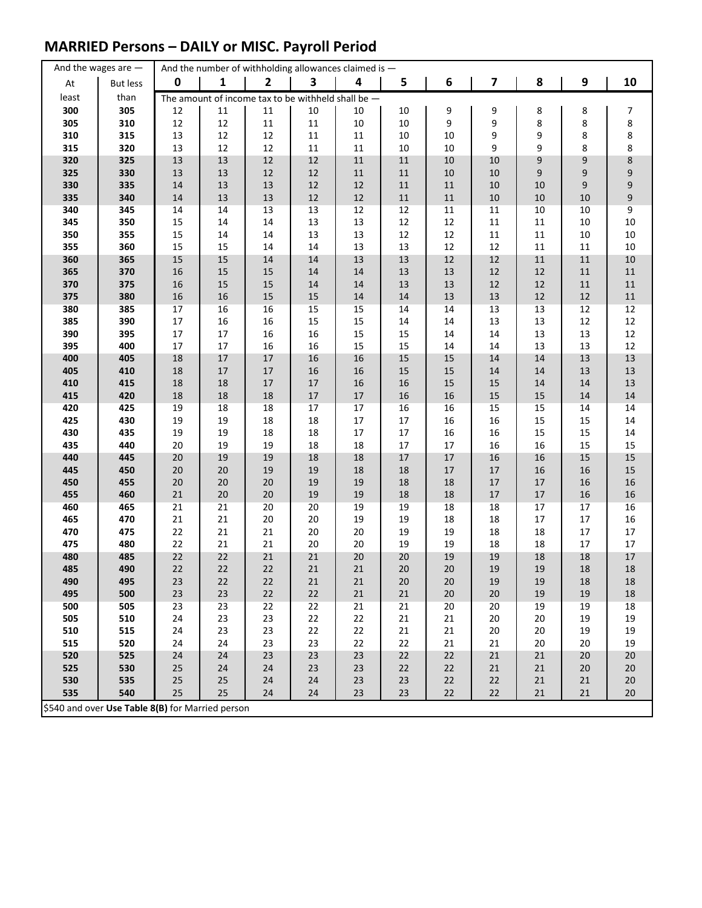## MARRIED Persons – DAILY or MISC. Payroll Period

| And the wages are — | | And the number of withholding allowances claimed is — | | | | | | | | | | |
|---|---|---|---|---|---|---|---|---|---|---|---|---|
| At least | But less than | **0** | **1** | **2** | **3** | **4** | **5** | **6** | **7** | **8** | **9** | **10** |
| | | The amount of income tax to be withheld shall be — | | | | | | | | | | |
| **300** | **305** | 12 | 11 | 11 | 10 | 10 | 10 | 9 | 9 | 8 | 8 | 7 |
| **305** | **310** | 12 | 12 | 11 | 11 | 10 | 10 | 9 | 9 | 8 | 8 | 8 |
| **310** | **315** | 13 | 12 | 12 | 11 | 11 | 10 | 10 | 9 | 9 | 8 | 8 |
| **315** | **320** | 13 | 12 | 12 | 11 | 11 | 10 | 10 | 9 | 9 | 8 | 8 |
| **320** | **325** | 13 | 13 | 12 | 12 | 11 | 11 | 10 | 10 | 9 | 9 | 8 |
| **325** | **330** | 13 | 13 | 12 | 12 | 11 | 11 | 10 | 10 | 9 | 9 | 9 |
| **330** | **335** | 14 | 13 | 13 | 12 | 12 | 11 | 11 | 10 | 10 | 9 | 9 |
| **335** | **340** | 14 | 13 | 13 | 12 | 12 | 11 | 11 | 10 | 10 | 10 | 9 |
| **340** | **345** | 14 | 14 | 13 | 13 | 12 | 12 | 11 | 11 | 10 | 10 | 9 |
| **345** | **350** | 15 | 14 | 14 | 13 | 13 | 12 | 12 | 11 | 11 | 10 | 10 |
| **350** | **355** | 15 | 14 | 14 | 13 | 13 | 12 | 12 | 11 | 11 | 10 | 10 |
| **355** | **360** | 15 | 15 | 14 | 14 | 13 | 13 | 12 | 12 | 11 | 11 | 10 |
| **360** | **365** | 15 | 15 | 14 | 14 | 13 | 13 | 12 | 12 | 11 | 11 | 10 |
| **365** | **370** | 16 | 15 | 15 | 14 | 14 | 13 | 13 | 12 | 12 | 11 | 11 |
| **370** | **375** | 16 | 15 | 15 | 14 | 14 | 13 | 13 | 12 | 12 | 11 | 11 |
| **375** | **380** | 16 | 16 | 15 | 15 | 14 | 14 | 13 | 13 | 12 | 12 | 11 |
| **380** | **385** | 17 | 16 | 16 | 15 | 15 | 14 | 14 | 13 | 13 | 12 | 12 |
| **385** | **390** | 17 | 16 | 16 | 15 | 15 | 14 | 14 | 13 | 13 | 12 | 12 |
| **390** | **395** | 17 | 17 | 16 | 16 | 15 | 15 | 14 | 14 | 13 | 13 | 12 |
| **395** | **400** | 17 | 17 | 16 | 16 | 15 | 15 | 14 | 14 | 13 | 13 | 12 |
| **400** | **405** | 18 | 17 | 17 | 16 | 16 | 15 | 15 | 14 | 14 | 13 | 13 |
| **405** | **410** | 18 | 17 | 17 | 16 | 16 | 15 | 15 | 14 | 14 | 13 | 13 |
| **410** | **415** | 18 | 18 | 17 | 17 | 16 | 16 | 15 | 15 | 14 | 14 | 13 |
| **415** | **420** | 18 | 18 | 18 | 17 | 17 | 16 | 16 | 15 | 15 | 14 | 14 |
| **420** | **425** | 19 | 18 | 18 | 17 | 17 | 16 | 16 | 15 | 15 | 14 | 14 |
| **425** | **430** | 19 | 19 | 18 | 18 | 17 | 17 | 16 | 16 | 15 | 15 | 14 |
| **430** | **435** | 19 | 19 | 18 | 18 | 17 | 17 | 16 | 16 | 15 | 15 | 14 |
| **435** | **440** | 20 | 19 | 19 | 18 | 18 | 17 | 17 | 16 | 16 | 15 | 15 |
| **440** | **445** | 20 | 19 | 19 | 18 | 18 | 17 | 17 | 16 | 16 | 15 | 15 |
| **445** | **450** | 20 | 20 | 19 | 19 | 18 | 18 | 17 | 17 | 16 | 16 | 15 |
| **450** | **455** | 20 | 20 | 20 | 19 | 19 | 18 | 18 | 17 | 17 | 16 | 16 |
| **455** | **460** | 21 | 20 | 20 | 19 | 19 | 18 | 18 | 17 | 17 | 16 | 16 |
| **460** | **465** | 21 | 21 | 20 | 20 | 19 | 19 | 18 | 18 | 17 | 17 | 16 |
| **465** | **470** | 21 | 21 | 20 | 20 | 19 | 19 | 18 | 18 | 17 | 17 | 16 |
| **470** | **475** | 22 | 21 | 21 | 20 | 20 | 19 | 19 | 18 | 18 | 17 | 17 |
| **475** | **480** | 22 | 21 | 21 | 20 | 20 | 19 | 19 | 18 | 18 | 17 | 17 |
| **480** | **485** | 22 | 22 | 21 | 21 | 20 | 20 | 19 | 19 | 18 | 18 | 17 |
| **485** | **490** | 22 | 22 | 22 | 21 | 21 | 20 | 20 | 19 | 19 | 18 | 18 |
| **490** | **495** | 23 | 22 | 22 | 21 | 21 | 20 | 20 | 19 | 19 | 18 | 18 |
| **495** | **500** | 23 | 23 | 22 | 22 | 21 | 21 | 20 | 20 | 19 | 19 | 18 |
| **500** | **505** | 23 | 23 | 22 | 22 | 21 | 21 | 20 | 20 | 19 | 19 | 18 |
| **505** | **510** | 24 | 23 | 23 | 22 | 22 | 21 | 21 | 20 | 20 | 19 | 19 |
| **510** | **515** | 24 | 23 | 23 | 22 | 22 | 21 | 21 | 20 | 20 | 19 | 19 |
| **515** | **520** | 24 | 24 | 23 | 23 | 22 | 22 | 21 | 21 | 20 | 20 | 19 |
| **520** | **525** | 24 | 24 | 23 | 23 | 23 | 22 | 22 | 21 | 21 | 20 | 20 |
| **525** | **530** | 25 | 24 | 24 | 23 | 23 | 22 | 22 | 21 | 21 | 20 | 20 |
| **530** | **535** | 25 | 25 | 24 | 24 | 23 | 23 | 22 | 22 | 21 | 21 | 20 |
| **535** | **540** | 25 | 25 | 24 | 24 | 23 | 23 | 22 | 22 | 21 | 21 | 20 |

$540 and over **Use Table 8(B)** for Married person